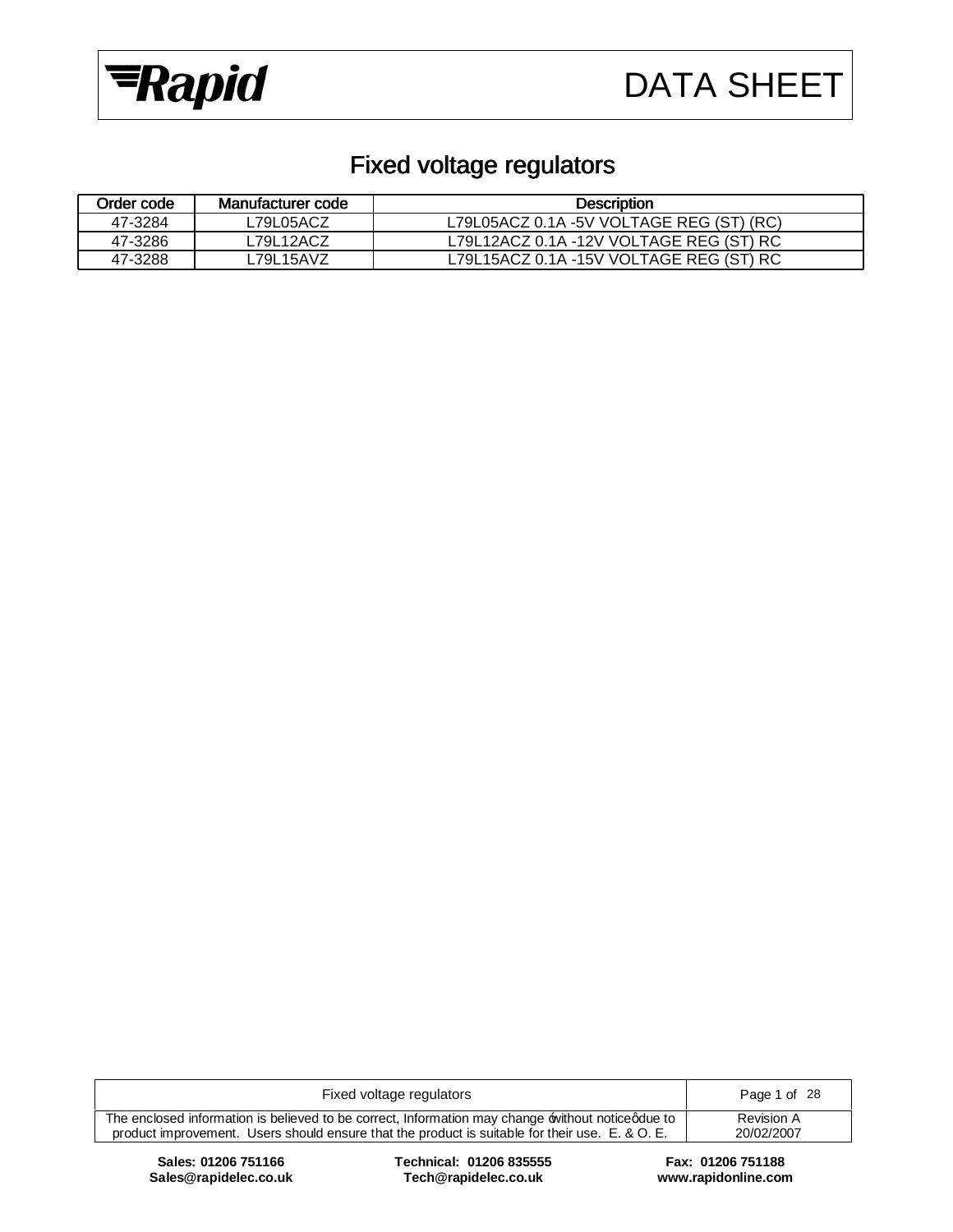# Fixed voltage regulators

| Order code | Manufacturer code | Description |
|---|---|---|
| 47-3284 | L79L05ACZ | L79L05ACZ 0.1A -5V VOLTAGE REG (ST) (RC) |
| 47-3286 | L79L12ACZ | L79L12ACZ 0.1A -12V VOLTAGE REG (ST) RC |
| 47-3288 | L79L15AVZ | L79L15ACZ 0.1A -15V VOLTAGE REG (ST) RC |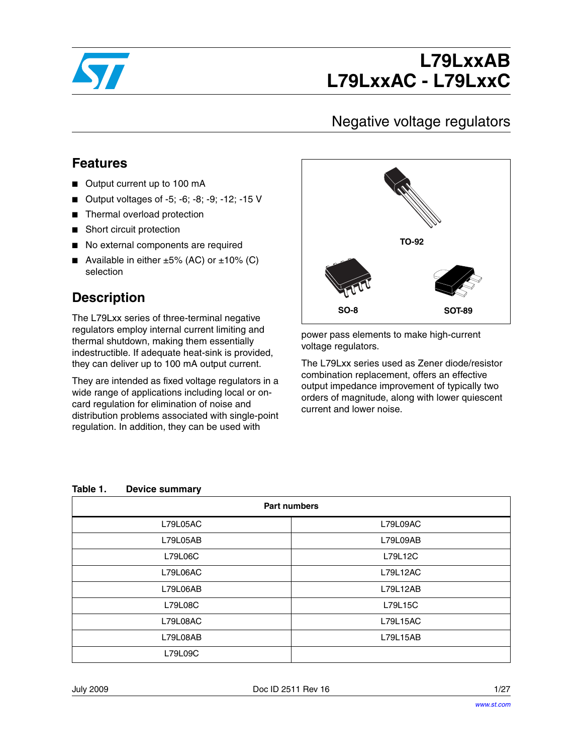# L79LxxAB
# L79LxxAC - L79LxxC

## Negative voltage regulators

### Features

- Output current up to 100 mA
- Output voltages of -5; -6; -8; -9; -12; -15 V
- Thermal overload protection
- Short circuit protection
- No external components are required
- Available in either ±5% (AC) or ±10% (C) selection

TO-92

SO-8

SOT-89

### Description

The L79Lxx series of three-terminal negative regulators employ internal current limiting and thermal shutdown, making them essentially indestructible. If adequate heat-sink is provided, they can deliver up to 100 mA output current.

They are intended as fixed voltage regulators in a wide range of applications including local or on-card regulation for elimination of noise and distribution problems associated with single-point regulation. In addition, they can be used with power pass elements to make high-current voltage regulators.

The L79Lxx series used as Zener diode/resistor combination replacement, offers an effective output impedance improvement of typically two orders of magnitude, along with lower quiescent current and lower noise.

**Table 1. Device summary**

| Part numbers | |
|---|---|
| L79L05AC | L79L09AC |
| L79L05AB | L79L09AB |
| L79L06C | L79L12C |
| L79L06AC | L79L12AC |
| L79L06AB | L79L12AB |
| L79L08C | L79L15C |
| L79L08AC | L79L15AC |
| L79L08AB | L79L15AB |
| L79L09C | |

July 2009 Doc ID 2511 Rev 16

www.st.com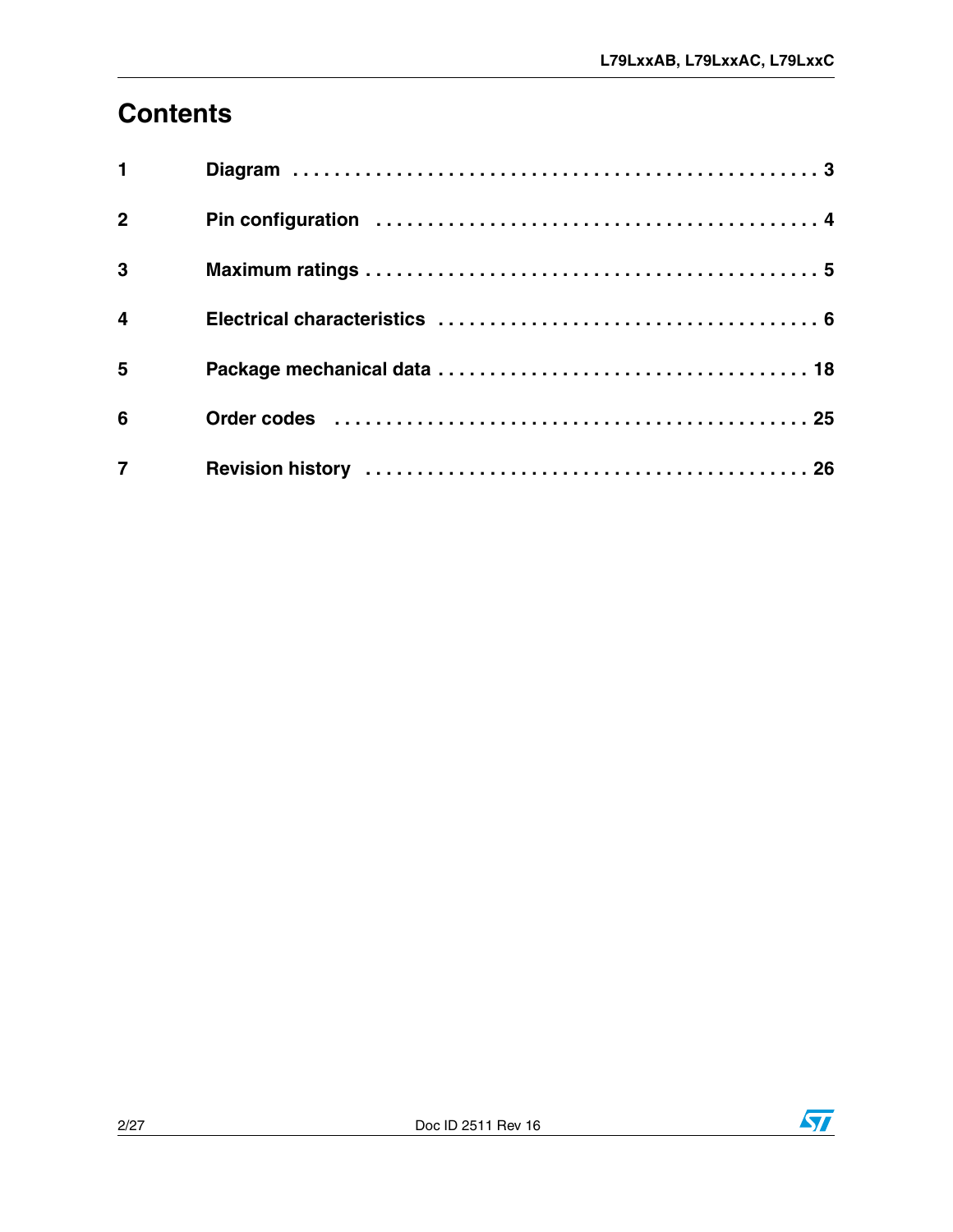# Contents

| | | |
|---|---|---|
| **1** | **Diagram** | **3** |
| **2** | **Pin configuration** | **4** |
| **3** | **Maximum ratings** | **5** |
| **4** | **Electrical characteristics** | **6** |
| **5** | **Package mechanical data** | **18** |
| **6** | **Order codes** | **25** |
| **7** | **Revision history** | **26** |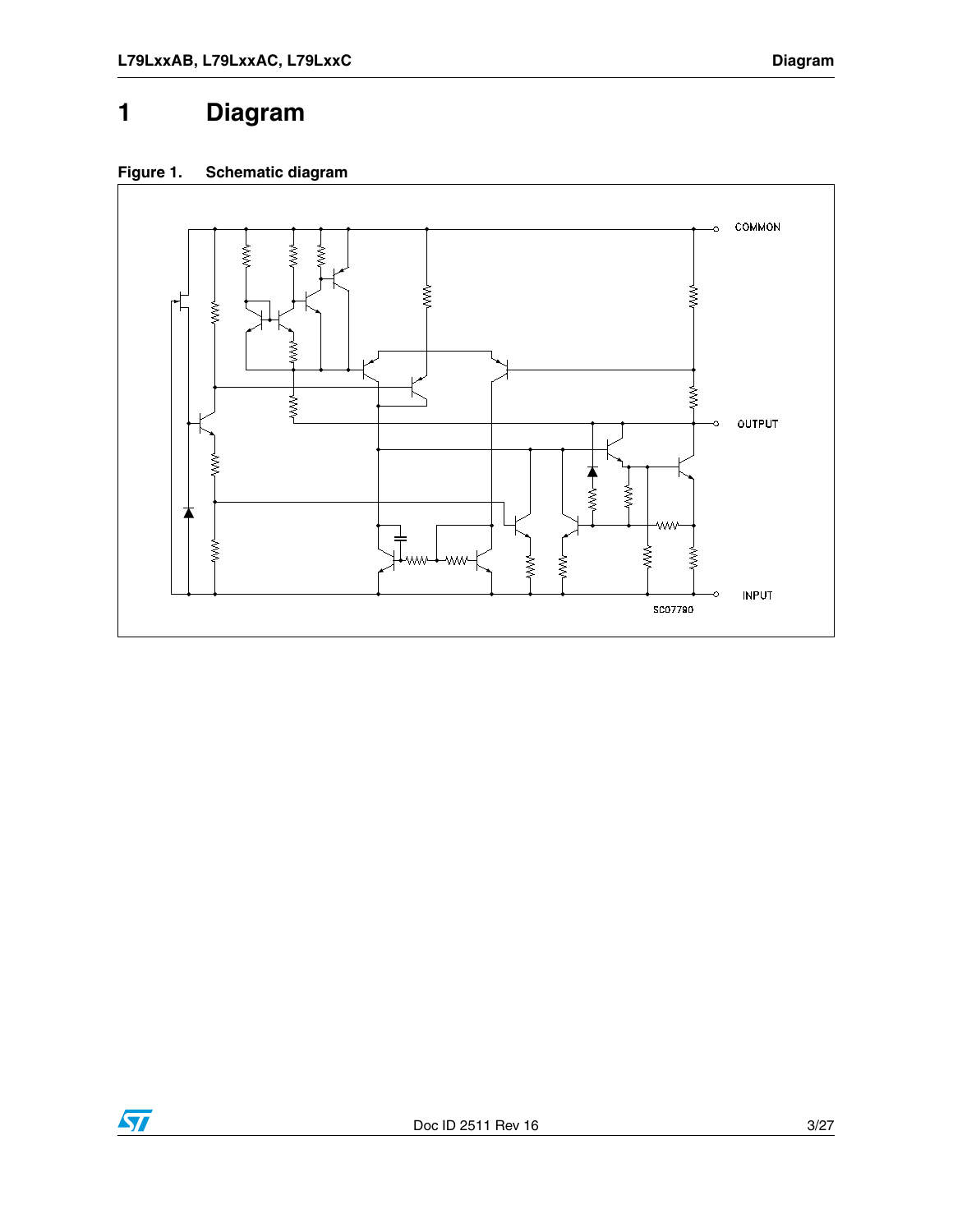# 1 Diagram

**Figure 1. Schematic diagram**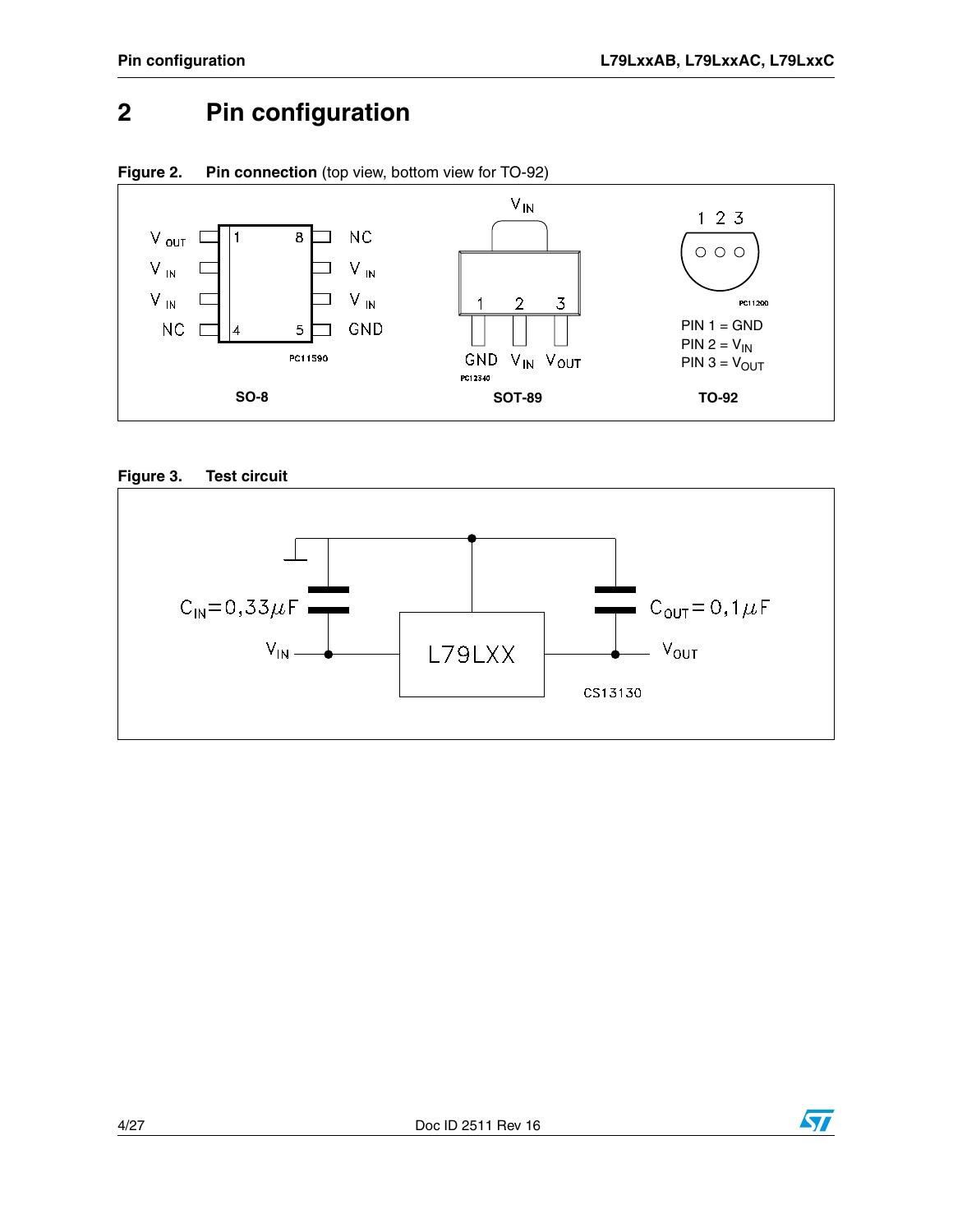# 2 Pin configuration

**Figure 2. Pin connection** (top view, bottom view for TO-92)

SO-8

SOT-89

TO-92

PIN 1 = GND
PIN 2 = $V_{IN}$
PIN 3 = $V_{OUT}$

**Figure 3. Test circuit**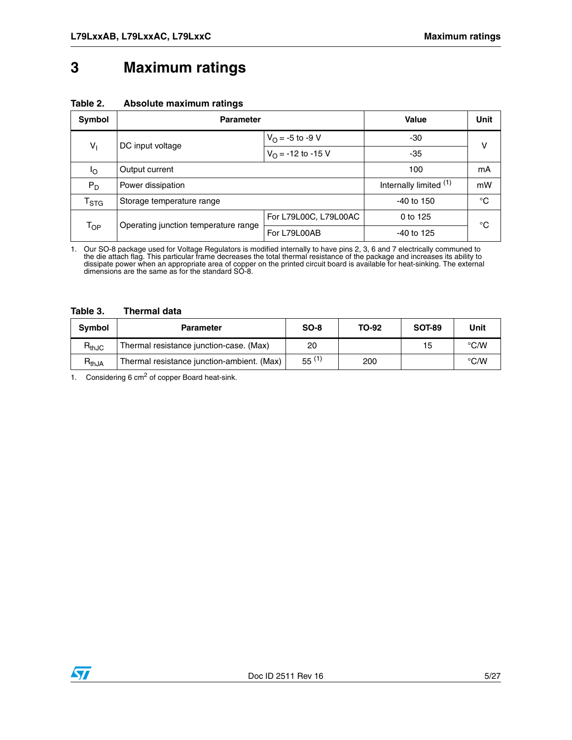# 3 Maximum ratings

**Table 2. Absolute maximum ratings**

| Symbol | Parameter | | Value | Unit |
|---|---|---|---|---|
| $V_I$ | DC input voltage | $V_O$ = -5 to -9 V | -30 | V |
| | | $V_O$ = -12 to -15 V | -35 | |
| $I_O$ | Output current | | 100 | mA |
| $P_D$ | Power dissipation | | Internally limited [(1)] | mW |
| $T_{STG}$ | Storage temperature range | | -40 to 150 | °C |
| $T_{OP}$ | Operating junction temperature range | For L79L00C, L79L00AC | 0 to 125 | °C |
| | | For L79L00AB | -40 to 125 | |

1. Our SO-8 package used for Voltage Regulators is modified internally to have pins 2, 3, 6 and 7 electrically communed to the die attach flag. This particular frame decreases the total thermal resistance of the package and increases its ability to dissipate power when an appropriate area of copper on the printed circuit board is available for heat-sinking. The external dimensions are the same as for the standard SO-8.

**Table 3. Thermal data**

| Symbol | Parameter | SO-8 | TO-92 | SOT-89 | Unit |
|---|---|---|---|---|---|
| $R_{thJC}$ | Thermal resistance junction-case. (Max) | 20 | | 15 | °C/W |
| $R_{thJA}$ | Thermal resistance junction-ambient. (Max) | 55 [(1)] | 200 | | °C/W |

1. Considering 6 $cm^2$ of copper Board heat-sink.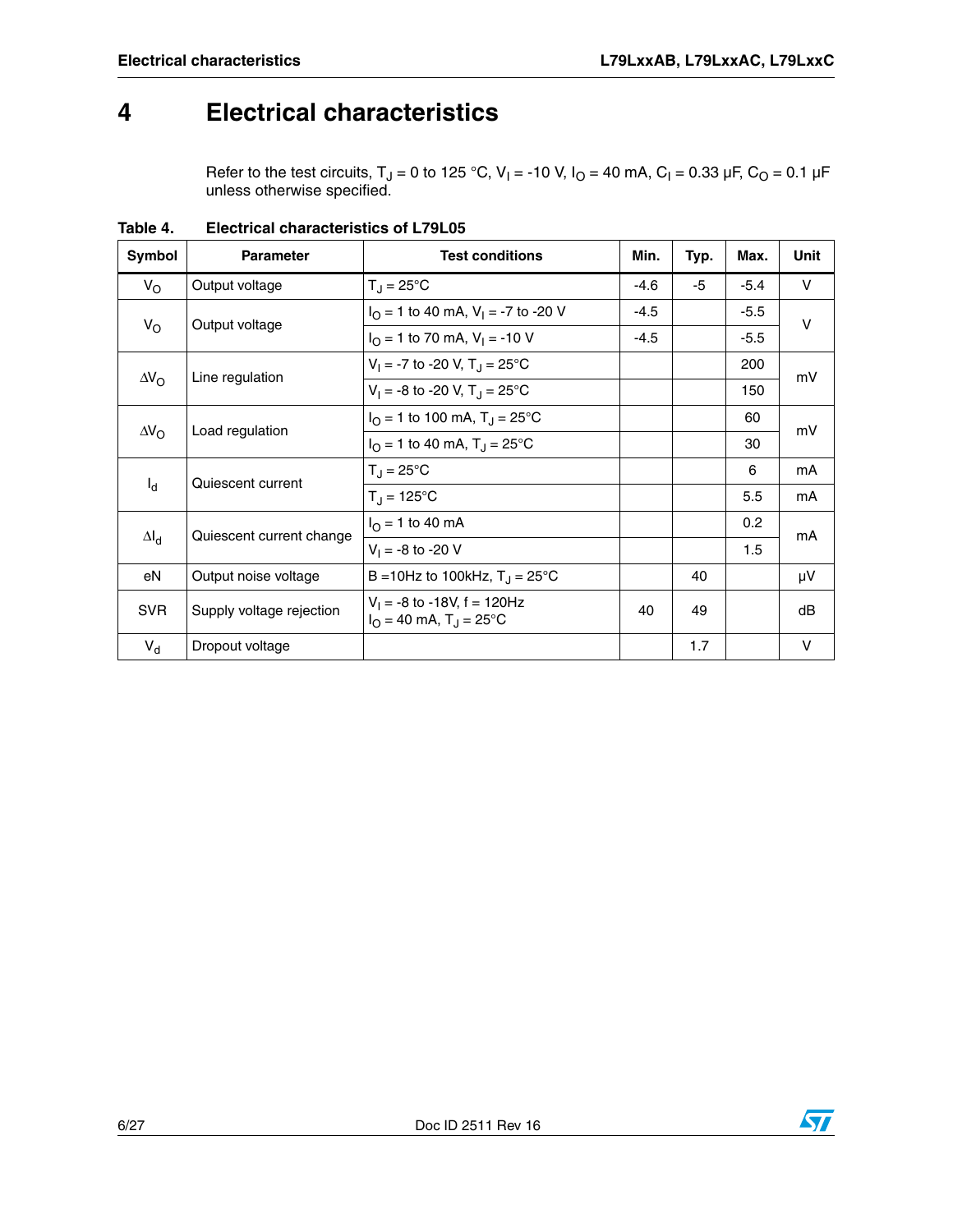# 4 Electrical characteristics

Refer to the test circuits, $T_J$ = 0 to 125 °C, $V_I$ = -10 V, $I_O$ = 40 mA, $C_I$ = 0.33 µF, $C_O$ = 0.1 µF unless otherwise specified.

**Table 4. Electrical characteristics of L79L05**

| Symbol | Parameter | Test conditions | Min. | Typ. | Max. | Unit |
|---|---|---|---|---|---|---|
| $V_O$ | Output voltage | $T_J$ = 25°C | -4.6 | -5 | -5.4 | V |
| $V_O$ | Output voltage | $I_O$ = 1 to 40 mA, $V_I$ = -7 to -20 V | -4.5 | | -5.5 | V |
| | | $I_O$ = 1 to 70 mA, $V_I$ = -10 V | -4.5 | | -5.5 | |
| $\Delta V_O$ | Line regulation | $V_I$ = -7 to -20 V, $T_J$ = 25°C | | | 200 | mV |
| | | $V_I$ = -8 to -20 V, $T_J$ = 25°C | | | 150 | |
| $\Delta V_O$ | Load regulation | $I_O$ = 1 to 100 mA, $T_J$ = 25°C | | | 60 | mV |
| | | $I_O$ = 1 to 40 mA, $T_J$ = 25°C | | | 30 | |
| $I_d$ | Quiescent current | $T_J$ = 25°C | | | 6 | mA |
| | | $T_J$ = 125°C | | | 5.5 | mA |
| $\Delta I_d$ | Quiescent current change | $I_O$ = 1 to 40 mA | | | 0.2 | mA |
| | | $V_I$ = -8 to -20 V | | | 1.5 | |
| eN | Output noise voltage | B =10Hz to 100kHz, $T_J$ = 25°C | | 40 | | µV |
| SVR | Supply voltage rejection | $V_I$ = -8 to -18V, f = 120Hz<br>$I_O$ = 40 mA, $T_J$ = 25°C | 40 | 49 | | dB |
| $V_d$ | Dropout voltage | | | 1.7 | | V |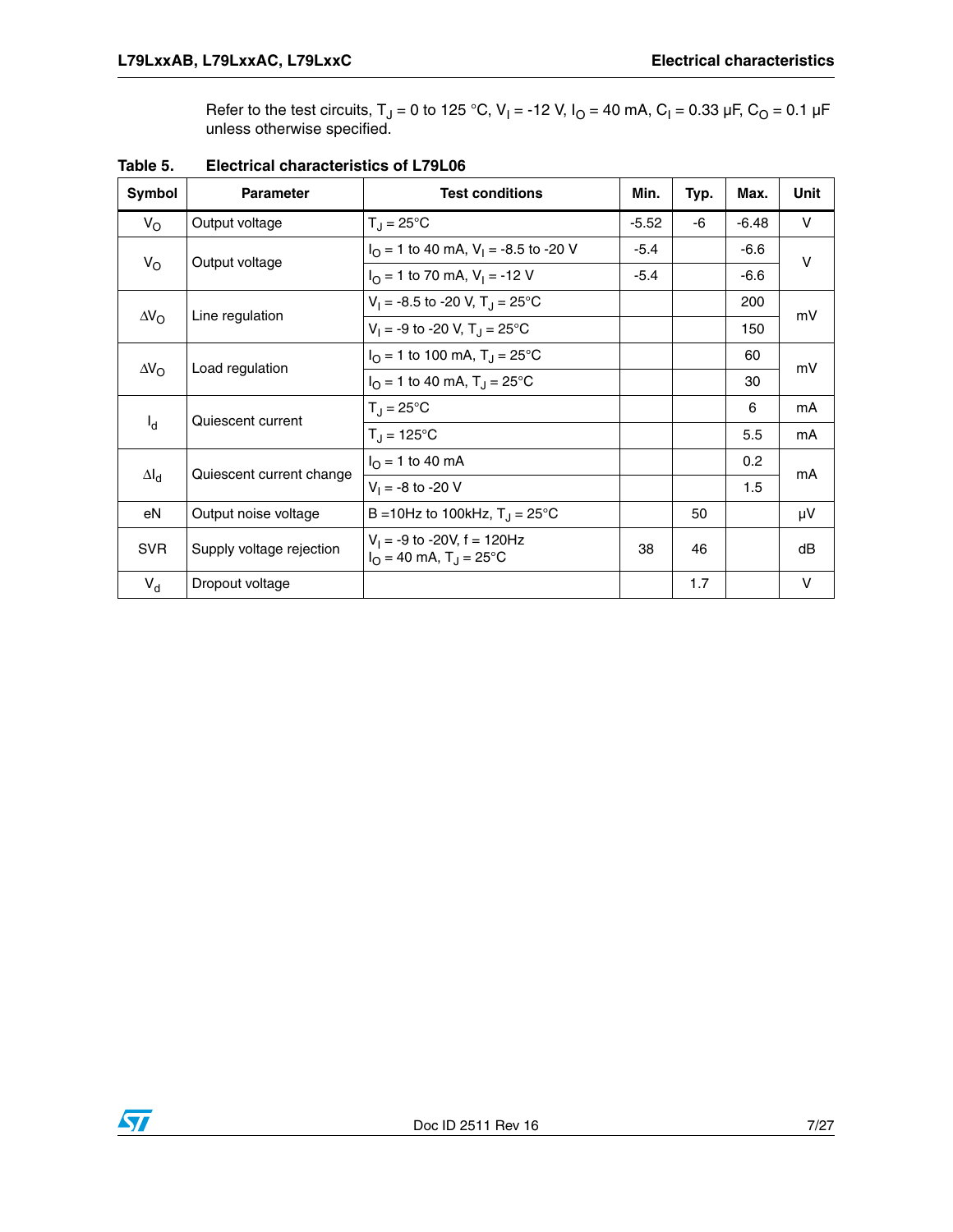Refer to the test circuits, $T_J$ = 0 to 125 °C, $V_I$ = -12 V, $I_O$ = 40 mA, $C_I$ = 0.33 µF, $C_O$ = 0.1 µF unless otherwise specified.

**Table 5. Electrical characteristics of L79L06**

| Symbol | Parameter | Test conditions | Min. | Typ. | Max. | Unit |
|---|---|---|---|---|---|---|
| $V_O$ | Output voltage | $T_J$ = 25°C | -5.52 | -6 | -6.48 | V |
| $V_O$ | Output voltage | $I_O$ = 1 to 40 mA, $V_I$ = -8.5 to -20 V | -5.4 | | -6.6 | V |
| | | $I_O$ = 1 to 70 mA, $V_I$ = -12 V | -5.4 | | -6.6 | |
| $\Delta V_O$ | Line regulation | $V_I$ = -8.5 to -20 V, $T_J$ = 25°C | | | 200 | mV |
| | | $V_I$ = -9 to -20 V, $T_J$ = 25°C | | | 150 | |
| $\Delta V_O$ | Load regulation | $I_O$ = 1 to 100 mA, $T_J$ = 25°C | | | 60 | mV |
| | | $I_O$ = 1 to 40 mA, $T_J$ = 25°C | | | 30 | |
| $I_d$ | Quiescent current | $T_J$ = 25°C | | | 6 | mA |
| | | $T_J$ = 125°C | | | 5.5 | mA |
| $\Delta I_d$ | Quiescent current change | $I_O$ = 1 to 40 mA | | | 0.2 | mA |
| | | $V_I$ = -8 to -20 V | | | 1.5 | |
| eN | Output noise voltage | B =10Hz to 100kHz, $T_J$ = 25°C | | 50 | | µV |
| SVR | Supply voltage rejection | $V_I$ = -9 to -20V, f = 120Hz $I_O$ = 40 mA, $T_J$ = 25°C | 38 | 46 | | dB |
| $V_d$ | Dropout voltage | | | 1.7 | | V |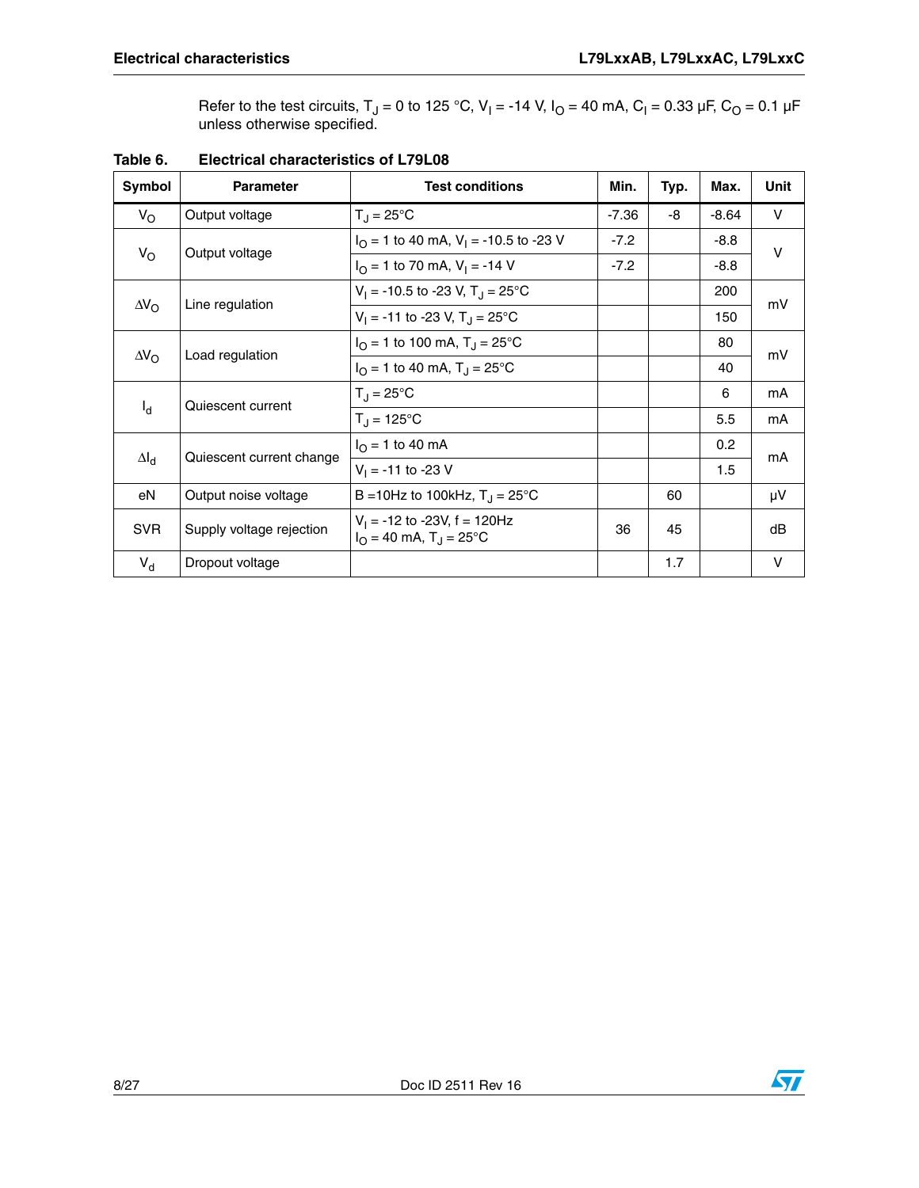Refer to the test circuits, $T_J$ = 0 to 125 °C, $V_I$ = -14 V, $I_O$ = 40 mA, $C_I$ = 0.33 µF, $C_O$ = 0.1 µF unless otherwise specified.

**Table 6. Electrical characteristics of L79L08**

| Symbol | Parameter | Test conditions | Min. | Typ. | Max. | Unit |
|---|---|---|---|---|---|---|
| $V_O$ | Output voltage | $T_J$ = 25°C | -7.36 | -8 | -8.64 | V |
| $V_O$ | Output voltage | $I_O$ = 1 to 40 mA, $V_I$ = -10.5 to -23 V | -7.2 | | -8.8 | V |
| | | $I_O$ = 1 to 70 mA, $V_I$ = -14 V | -7.2 | | -8.8 | |
| $\Delta V_O$ | Line regulation | $V_I$ = -10.5 to -23 V, $T_J$ = 25°C | | | 200 | mV |
| | | $V_I$ = -11 to -23 V, $T_J$ = 25°C | | | 150 | |
| $\Delta V_O$ | Load regulation | $I_O$ = 1 to 100 mA, $T_J$ = 25°C | | | 80 | mV |
| | | $I_O$ = 1 to 40 mA, $T_J$ = 25°C | | | 40 | |
| $I_d$ | Quiescent current | $T_J$ = 25°C | | | 6 | mA |
| | | $T_J$ = 125°C | | | 5.5 | mA |
| $\Delta I_d$ | Quiescent current change | $I_O$ = 1 to 40 mA | | | 0.2 | mA |
| | | $V_I$ = -11 to -23 V | | | 1.5 | |
| eN | Output noise voltage | B =10Hz to 100kHz, $T_J$ = 25°C | | 60 | | µV |
| SVR | Supply voltage rejection | $V_I$ = -12 to -23V, f = 120Hz $I_O$ = 40 mA, $T_J$ = 25°C | 36 | 45 | | dB |
| $V_d$ | Dropout voltage | | | 1.7 | | V |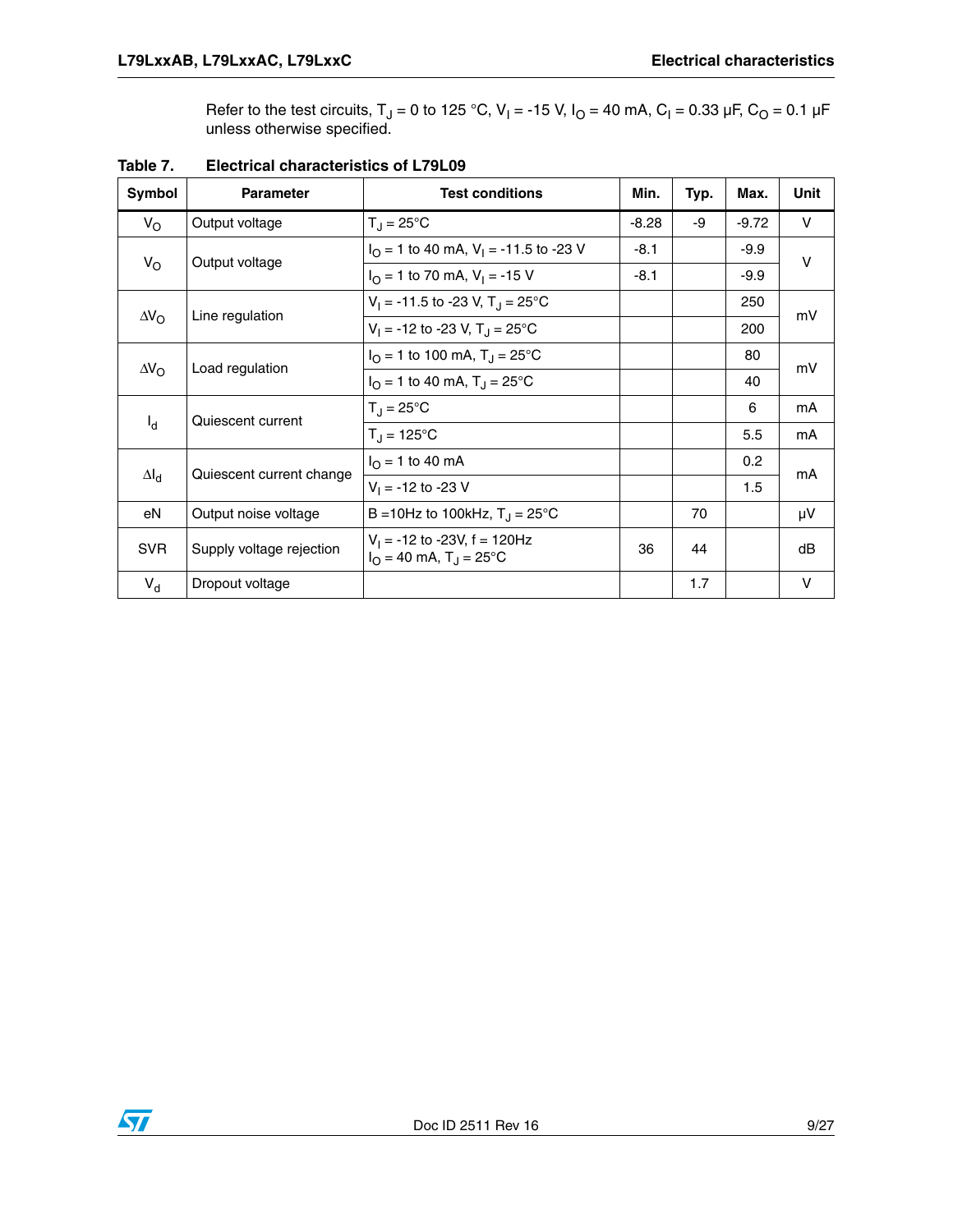Refer to the test circuits, $T_J$ = 0 to 125 °C, $V_I$ = -15 V, $I_O$ = 40 mA, $C_I$ = 0.33 µF, $C_O$ = 0.1 µF unless otherwise specified.

**Table 7. Electrical characteristics of L79L09**

| Symbol | Parameter | Test conditions | Min. | Typ. | Max. | Unit |
|---|---|---|---|---|---|---|
| $V_O$ | Output voltage | $T_J$ = 25°C | -8.28 | -9 | -9.72 | V |
| $V_O$ | Output voltage | $I_O$ = 1 to 40 mA, $V_I$ = -11.5 to -23 V | -8.1 | | -9.9 | V |
| | | $I_O$ = 1 to 70 mA, $V_I$ = -15 V | -8.1 | | -9.9 | |
| $\Delta V_O$ | Line regulation | $V_I$ = -11.5 to -23 V, $T_J$ = 25°C | | | 250 | mV |
| | | $V_I$ = -12 to -23 V, $T_J$ = 25°C | | | 200 | |
| $\Delta V_O$ | Load regulation | $I_O$ = 1 to 100 mA, $T_J$ = 25°C | | | 80 | mV |
| | | $I_O$ = 1 to 40 mA, $T_J$ = 25°C | | | 40 | |
| $I_d$ | Quiescent current | $T_J$ = 25°C | | | 6 | mA |
| | | $T_J$ = 125°C | | | 5.5 | mA |
| $\Delta I_d$ | Quiescent current change | $I_O$ = 1 to 40 mA | | | 0.2 | mA |
| | | $V_I$ = -12 to -23 V | | | 1.5 | |
| eN | Output noise voltage | B =10Hz to 100kHz, $T_J$ = 25°C | | 70 | | µV |
| SVR | Supply voltage rejection | $V_I$ = -12 to -23V, f = 120Hz $I_O$ = 40 mA, $T_J$ = 25°C | 36 | 44 | | dB |
| $V_d$ | Dropout voltage | | | 1.7 | | V |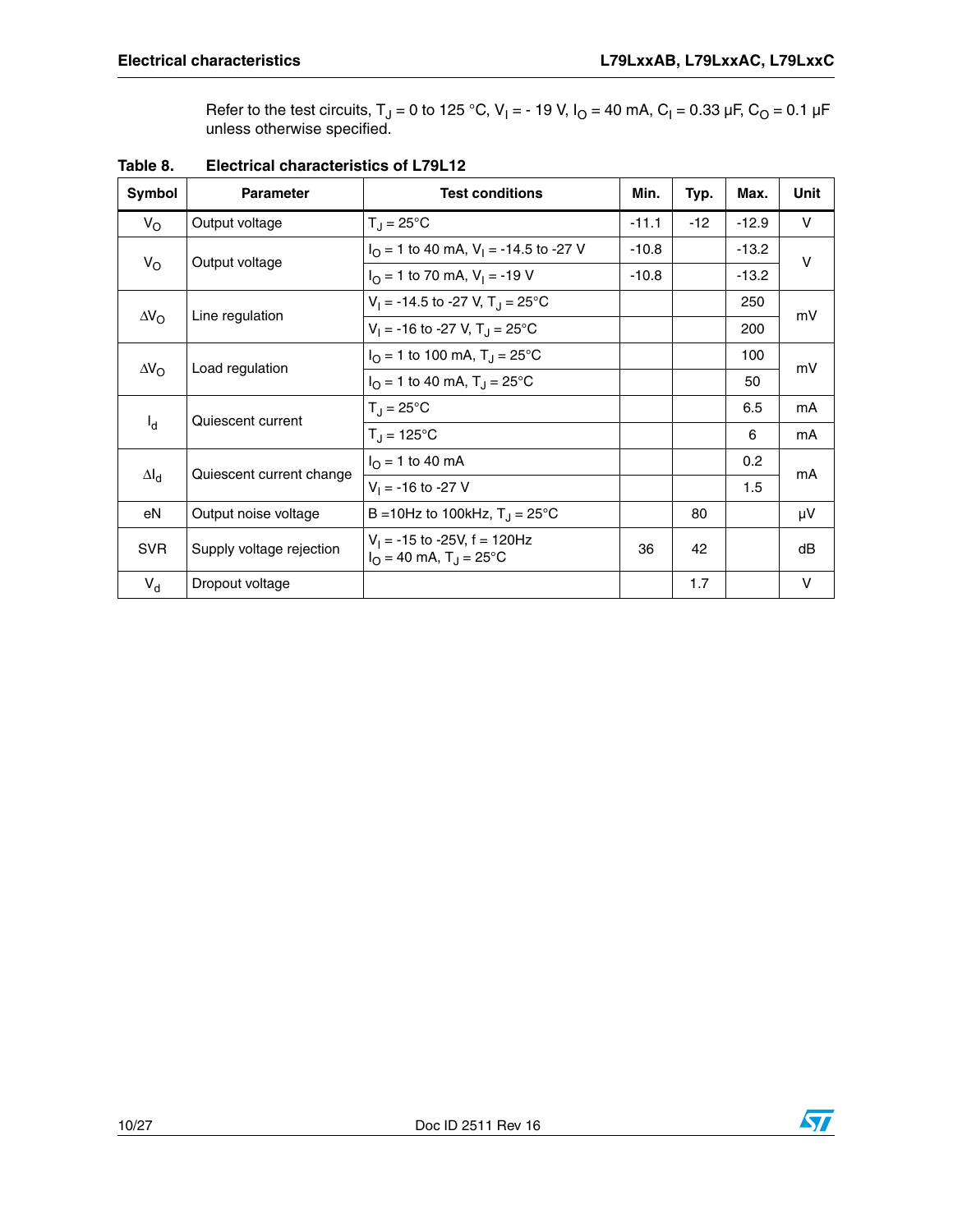Refer to the test circuits, $T_J$ = 0 to 125 °C, $V_I$ = - 19 V, $I_O$ = 40 mA, $C_I$ = 0.33 µF, $C_O$ = 0.1 µF unless otherwise specified.

**Table 8. Electrical characteristics of L79L12**

| Symbol | Parameter | Test conditions | Min. | Typ. | Max. | Unit |
|---|---|---|---|---|---|---|
| $V_O$ | Output voltage | $T_J$ = 25°C | -11.1 | -12 | -12.9 | V |
| $V_O$ | Output voltage | $I_O$ = 1 to 40 mA, $V_I$ = -14.5 to -27 V | -10.8 | | -13.2 | V |
| | | $I_O$ = 1 to 70 mA, $V_I$ = -19 V | -10.8 | | -13.2 | |
| $\Delta V_O$ | Line regulation | $V_I$ = -14.5 to -27 V, $T_J$ = 25°C | | | 250 | mV |
| | | $V_I$ = -16 to -27 V, $T_J$ = 25°C | | | 200 | |
| $\Delta V_O$ | Load regulation | $I_O$ = 1 to 100 mA, $T_J$ = 25°C | | | 100 | mV |
| | | $I_O$ = 1 to 40 mA, $T_J$ = 25°C | | | 50 | |
| $I_d$ | Quiescent current | $T_J$ = 25°C | | | 6.5 | mA |
| | | $T_J$ = 125°C | | | 6 | mA |
| $\Delta I_d$ | Quiescent current change | $I_O$ = 1 to 40 mA | | | 0.2 | mA |
| | | $V_I$ = -16 to -27 V | | | 1.5 | |
| eN | Output noise voltage | B =10Hz to 100kHz, $T_J$ = 25°C | | 80 | | µV |
| SVR | Supply voltage rejection | $V_I$ = -15 to -25V, f = 120Hz $I_O$ = 40 mA, $T_J$ = 25°C | 36 | 42 | | dB |
| $V_d$ | Dropout voltage | | | 1.7 | | V |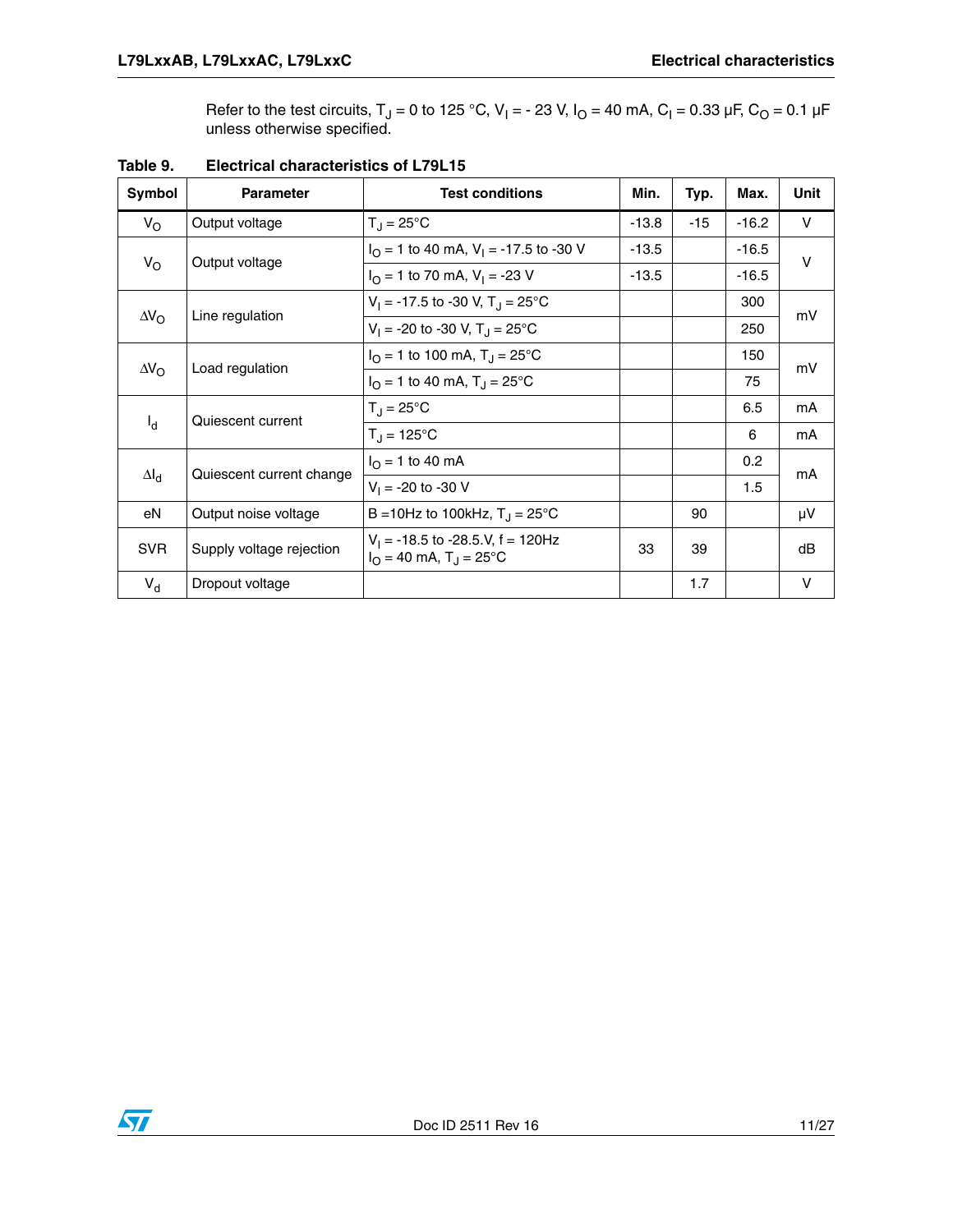Refer to the test circuits, $T_J$ = 0 to 125 °C, $V_I$ = - 23 V, $I_O$ = 40 mA, $C_I$ = 0.33 µF, $C_O$ = 0.1 µF unless otherwise specified.

**Table 9. Electrical characteristics of L79L15**

| Symbol | Parameter | Test conditions | Min. | Typ. | Max. | Unit |
|---|---|---|---|---|---|---|
| $V_O$ | Output voltage | $T_J$ = 25°C | -13.8 | -15 | -16.2 | V |
| $V_O$ | Output voltage | $I_O$ = 1 to 40 mA, $V_I$ = -17.5 to -30 V | -13.5 | | -16.5 | V |
| | | $I_O$ = 1 to 70 mA, $V_I$ = -23 V | -13.5 | | -16.5 | |
| $\Delta V_O$ | Line regulation | $V_I$ = -17.5 to -30 V, $T_J$ = 25°C | | | 300 | mV |
| | | $V_I$ = -20 to -30 V, $T_J$ = 25°C | | | 250 | |
| $\Delta V_O$ | Load regulation | $I_O$ = 1 to 100 mA, $T_J$ = 25°C | | | 150 | mV |
| | | $I_O$ = 1 to 40 mA, $T_J$ = 25°C | | | 75 | |
| $I_d$ | Quiescent current | $T_J$ = 25°C | | | 6.5 | mA |
| | | $T_J$ = 125°C | | | 6 | mA |
| $\Delta I_d$ | Quiescent current change | $I_O$ = 1 to 40 mA | | | 0.2 | mA |
| | | $V_I$ = -20 to -30 V | | | 1.5 | |
| eN | Output noise voltage | B =10Hz to 100kHz, $T_J$ = 25°C | | 90 | | µV |
| SVR | Supply voltage rejection | $V_I$ = -18.5 to -28.5.V, f = 120Hz $I_O$ = 40 mA, $T_J$ = 25°C | 33 | 39 | | dB |
| $V_d$ | Dropout voltage | | | 1.7 | | V |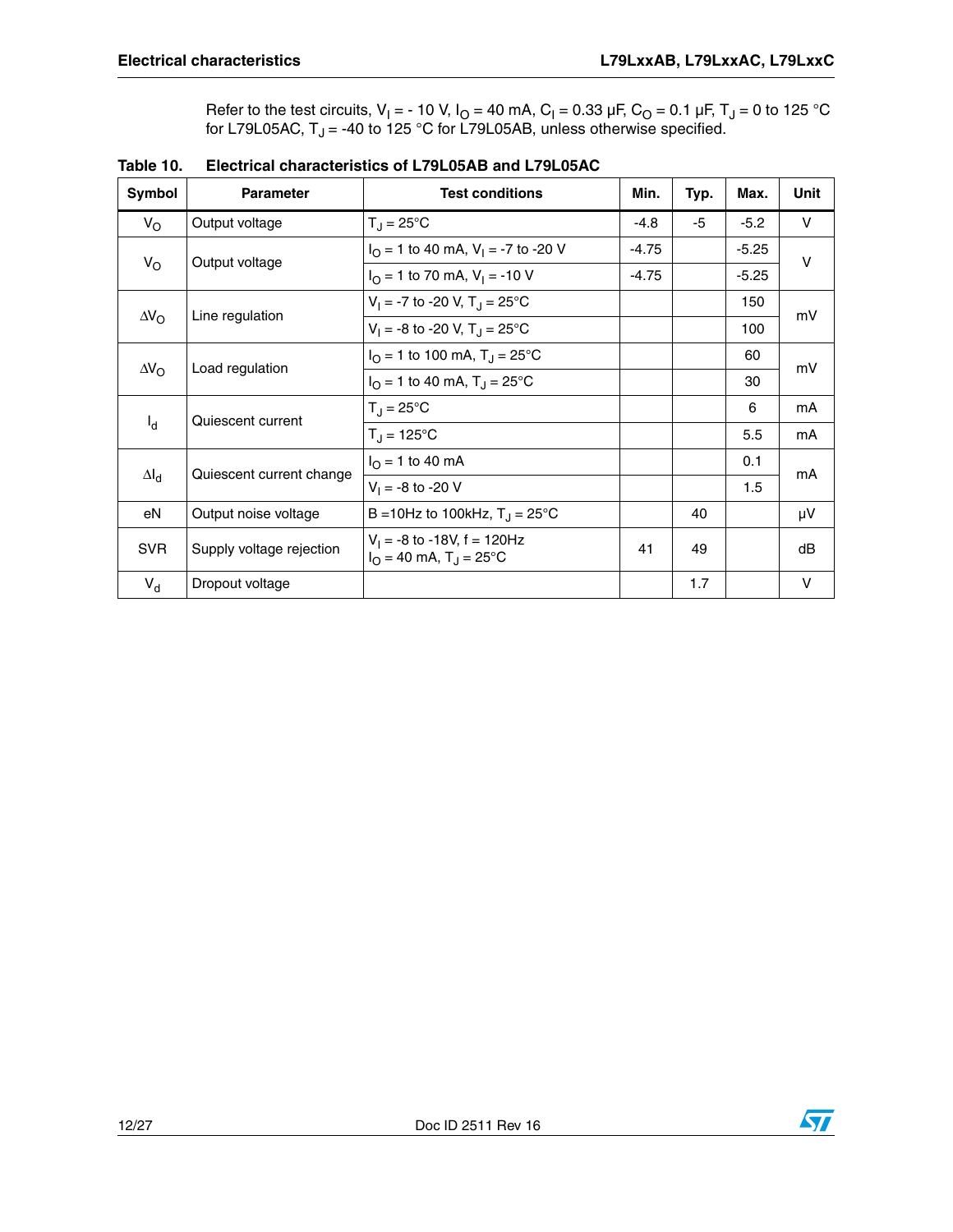Refer to the test circuits, $V_I$ = - 10 V, $I_O$ = 40 mA, $C_I$ = 0.33 µF, $C_O$ = 0.1 µF, $T_J$ = 0 to 125 °C for L79L05AC, $T_J$ = -40 to 125 °C for L79L05AB, unless otherwise specified.

**Table 10. Electrical characteristics of L79L05AB and L79L05AC**

| Symbol | Parameter | Test conditions | Min. | Typ. | Max. | Unit |
|---|---|---|---|---|---|---|
| $V_O$ | Output voltage | $T_J$ = 25°C | -4.8 | -5 | -5.2 | V |
| $V_O$ | Output voltage | $I_O$ = 1 to 40 mA, $V_I$ = -7 to -20 V | -4.75 | | -5.25 | V |
| | | $I_O$ = 1 to 70 mA, $V_I$ = -10 V | -4.75 | | -5.25 | |
| $\Delta V_O$ | Line regulation | $V_I$ = -7 to -20 V, $T_J$ = 25°C | | | 150 | mV |
| | | $V_I$ = -8 to -20 V, $T_J$ = 25°C | | | 100 | |
| $\Delta V_O$ | Load regulation | $I_O$ = 1 to 100 mA, $T_J$ = 25°C | | | 60 | mV |
| | | $I_O$ = 1 to 40 mA, $T_J$ = 25°C | | | 30 | |
| $I_d$ | Quiescent current | $T_J$ = 25°C | | | 6 | mA |
| | | $T_J$ = 125°C | | | 5.5 | mA |
| $\Delta I_d$ | Quiescent current change | $I_O$ = 1 to 40 mA | | | 0.1 | mA |
| | | $V_I$ = -8 to -20 V | | | 1.5 | |
| eN | Output noise voltage | B =10Hz to 100kHz, $T_J$ = 25°C | | 40 | | µV |
| SVR | Supply voltage rejection | $V_I$ = -8 to -18V, f = 120Hz<br>$I_O$ = 40 mA, $T_J$ = 25°C | 41 | 49 | | dB |
| $V_d$ | Dropout voltage | | | 1.7 | | V |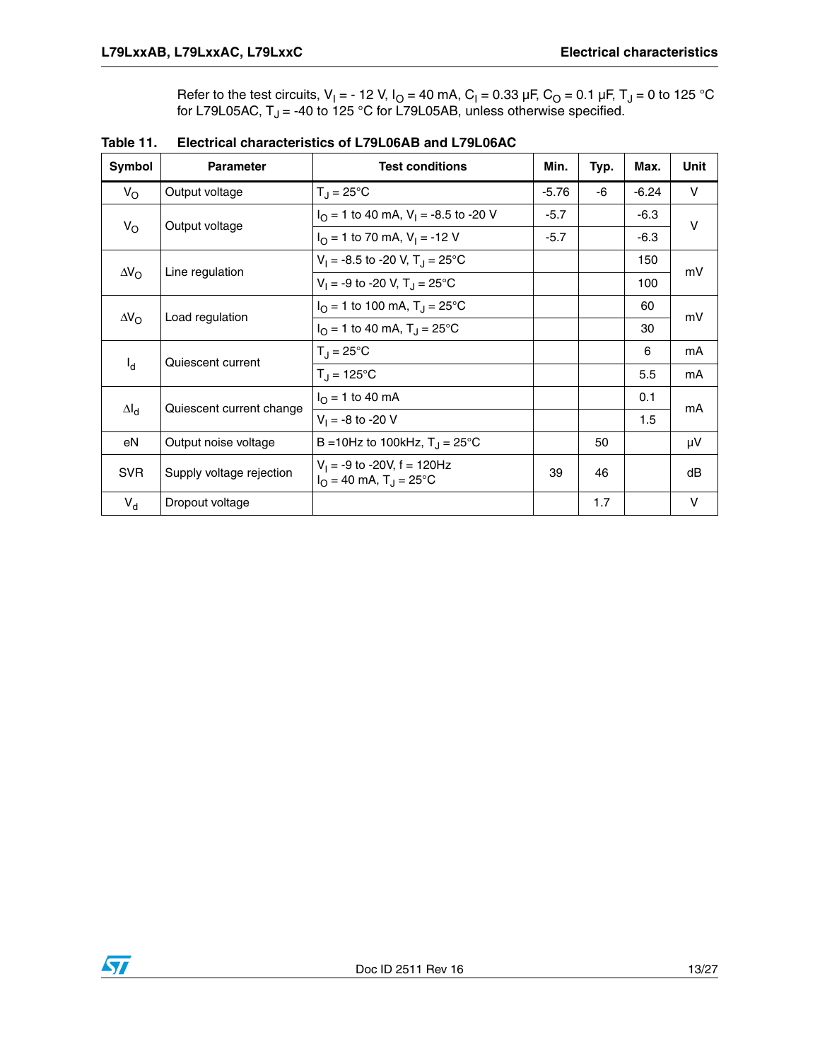Refer to the test circuits, $V_I$ = - 12 V, $I_O$ = 40 mA, $C_I$ = 0.33 µF, $C_O$ = 0.1 µF, $T_J$ = 0 to 125 °C for L79L05AC, $T_J$ = -40 to 125 °C for L79L05AB, unless otherwise specified.

**Table 11. Electrical characteristics of L79L06AB and L79L06AC**

| Symbol | Parameter | Test conditions | Min. | Typ. | Max. | Unit |
|---|---|---|---|---|---|---|
| $V_O$ | Output voltage | $T_J$ = 25°C | -5.76 | -6 | -6.24 | V |
| $V_O$ | Output voltage | $I_O$ = 1 to 40 mA, $V_I$ = -8.5 to -20 V | -5.7 | | -6.3 | V |
| | | $I_O$ = 1 to 70 mA, $V_I$ = -12 V | -5.7 | | -6.3 | |
| $\Delta V_O$ | Line regulation | $V_I$ = -8.5 to -20 V, $T_J$ = 25°C | | | 150 | mV |
| | | $V_I$ = -9 to -20 V, $T_J$ = 25°C | | | 100 | |
| $\Delta V_O$ | Load regulation | $I_O$ = 1 to 100 mA, $T_J$ = 25°C | | | 60 | mV |
| | | $I_O$ = 1 to 40 mA, $T_J$ = 25°C | | | 30 | |
| $I_d$ | Quiescent current | $T_J$ = 25°C | | | 6 | mA |
| | | $T_J$ = 125°C | | | 5.5 | mA |
| $\Delta I_d$ | Quiescent current change | $I_O$ = 1 to 40 mA | | | 0.1 | mA |
| | | $V_I$ = -8 to -20 V | | | 1.5 | |
| eN | Output noise voltage | B =10Hz to 100kHz, $T_J$ = 25°C | | 50 | | µV |
| SVR | Supply voltage rejection | $V_I$ = -9 to -20V, f = 120Hz<br>$I_O$ = 40 mA, $T_J$ = 25°C | 39 | 46 | | dB |
| $V_d$ | Dropout voltage | | | 1.7 | | V |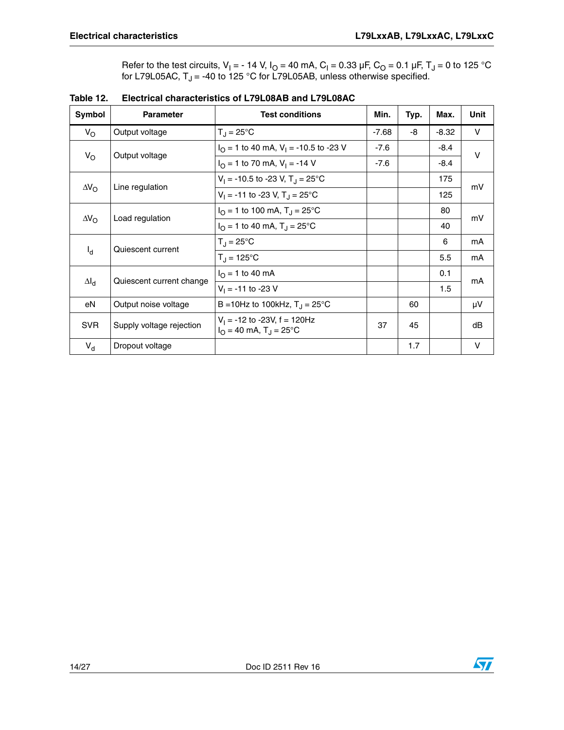Refer to the test circuits, $V_I$ = - 14 V, $I_O$ = 40 mA, $C_I$ = 0.33 µF, $C_O$ = 0.1 µF, $T_J$ = 0 to 125 °C for L79L05AC, $T_J$ = -40 to 125 °C for L79L05AB, unless otherwise specified.

**Table 12. Electrical characteristics of L79L08AB and L79L08AC**

| Symbol | Parameter | Test conditions | Min. | Typ. | Max. | Unit |
|---|---|---|---|---|---|---|
| $V_O$ | Output voltage | $T_J$ = 25°C | -7.68 | -8 | -8.32 | V |
| $V_O$ | Output voltage | $I_O$ = 1 to 40 mA, $V_I$ = -10.5 to -23 V | -7.6 | | -8.4 | V |
| | | $I_O$ = 1 to 70 mA, $V_I$ = -14 V | -7.6 | | -8.4 | |
| $\Delta V_O$ | Line regulation | $V_I$ = -10.5 to -23 V, $T_J$ = 25°C | | | 175 | mV |
| | | $V_I$ = -11 to -23 V, $T_J$ = 25°C | | | 125 | |
| $\Delta V_O$ | Load regulation | $I_O$ = 1 to 100 mA, $T_J$ = 25°C | | | 80 | mV |
| | | $I_O$ = 1 to 40 mA, $T_J$ = 25°C | | | 40 | |
| $I_d$ | Quiescent current | $T_J$ = 25°C | | | 6 | mA |
| | | $T_J$ = 125°C | | | 5.5 | mA |
| $\Delta I_d$ | Quiescent current change | $I_O$ = 1 to 40 mA | | | 0.1 | mA |
| | | $V_I$ = -11 to -23 V | | | 1.5 | |
| eN | Output noise voltage | B =10Hz to 100kHz, $T_J$ = 25°C | | 60 | | µV |
| SVR | Supply voltage rejection | $V_I$ = -12 to -23V, f = 120Hz $I_O$ = 40 mA, $T_J$ = 25°C | 37 | 45 | | dB |
| $V_d$ | Dropout voltage | | | 1.7 | | V |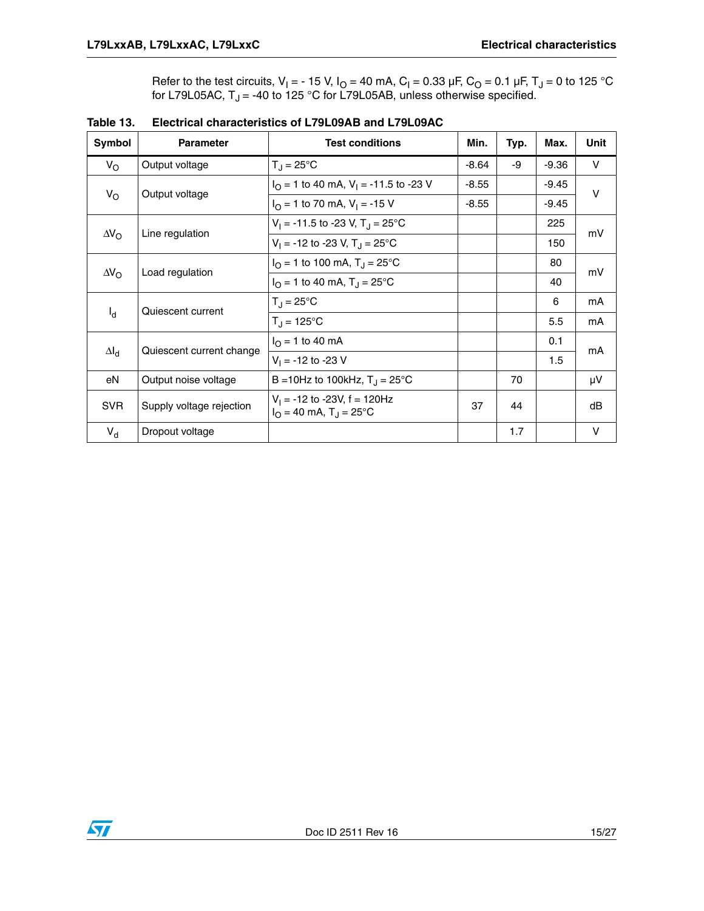Refer to the test circuits, $V_I$ = - 15 V, $I_O$ = 40 mA, $C_I$ = 0.33 µF, $C_O$ = 0.1 µF, $T_J$ = 0 to 125 °C for L79L05AC, $T_J$ = -40 to 125 °C for L79L05AB, unless otherwise specified.

**Table 13. Electrical characteristics of L79L09AB and L79L09AC**

| Symbol | Parameter | Test conditions | Min. | Typ. | Max. | Unit |
|---|---|---|---|---|---|---|
| $V_O$ | Output voltage | $T_J$ = 25°C | -8.64 | -9 | -9.36 | V |
| $V_O$ | Output voltage | $I_O$ = 1 to 40 mA, $V_I$ = -11.5 to -23 V | -8.55 | | -9.45 | V |
| | | $I_O$ = 1 to 70 mA, $V_I$ = -15 V | -8.55 | | -9.45 | |
| $\Delta V_O$ | Line regulation | $V_I$ = -11.5 to -23 V, $T_J$ = 25°C | | | 225 | mV |
| | | $V_I$ = -12 to -23 V, $T_J$ = 25°C | | | 150 | |
| $\Delta V_O$ | Load regulation | $I_O$ = 1 to 100 mA, $T_J$ = 25°C | | | 80 | mV |
| | | $I_O$ = 1 to 40 mA, $T_J$ = 25°C | | | 40 | |
| $I_d$ | Quiescent current | $T_J$ = 25°C | | | 6 | mA |
| | | $T_J$ = 125°C | | | 5.5 | mA |
| $\Delta I_d$ | Quiescent current change | $I_O$ = 1 to 40 mA | | | 0.1 | mA |
| | | $V_I$ = -12 to -23 V | | | 1.5 | |
| eN | Output noise voltage | B =10Hz to 100kHz, $T_J$ = 25°C | | 70 | | µV |
| SVR | Supply voltage rejection | $V_I$ = -12 to -23V, f = 120Hz $I_O$ = 40 mA, $T_J$ = 25°C | 37 | 44 | | dB |
| $V_d$ | Dropout voltage | | | 1.7 | | V |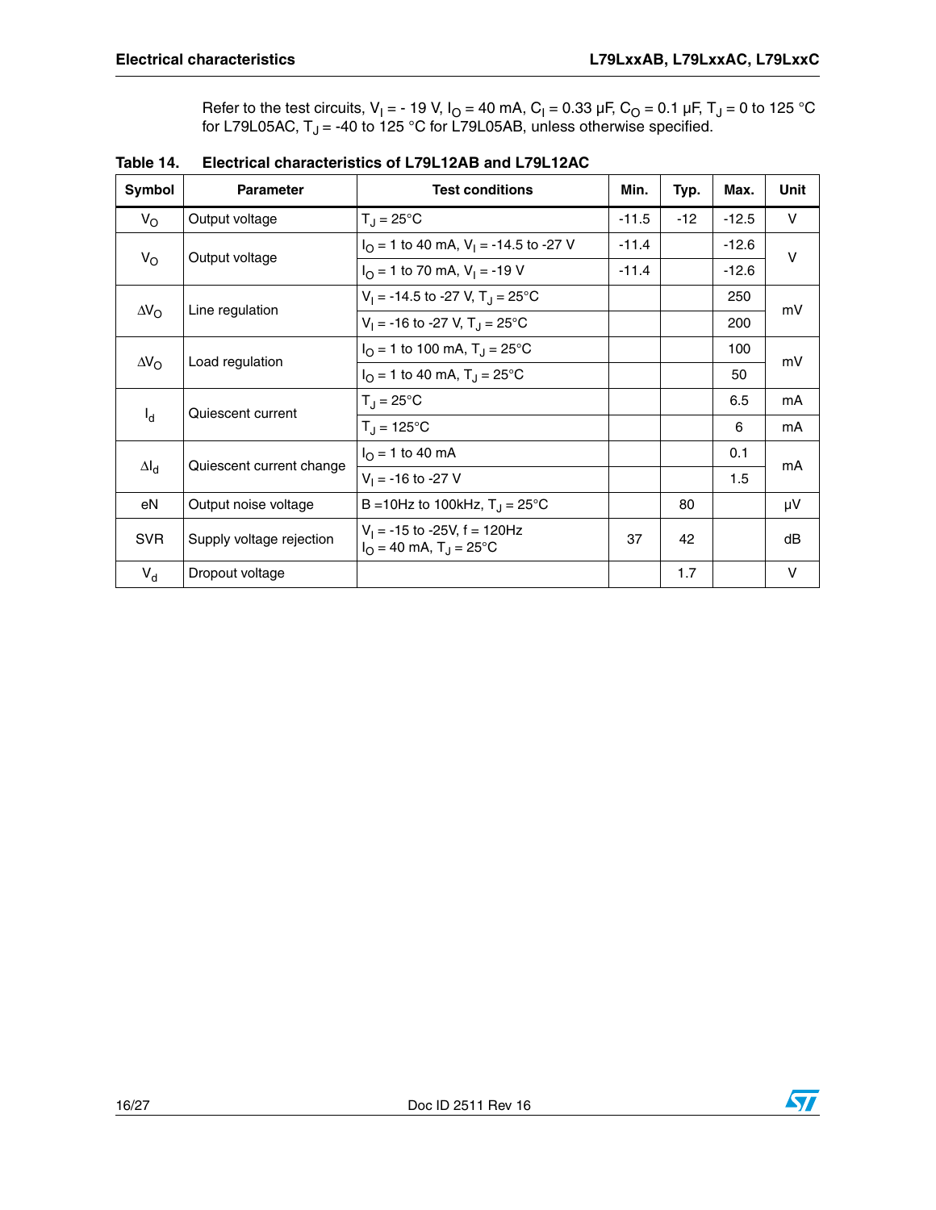Refer to the test circuits, $V_I$ = - 19 V, $I_O$ = 40 mA, $C_I$ = 0.33 µF, $C_O$ = 0.1 µF, $T_J$ = 0 to 125 °C for L79L05AC, $T_J$ = -40 to 125 °C for L79L05AB, unless otherwise specified.

**Table 14. Electrical characteristics of L79L12AB and L79L12AC**

| Symbol | Parameter | Test conditions | Min. | Typ. | Max. | Unit |
|---|---|---|---|---|---|---|
| $V_O$ | Output voltage | $T_J$ = 25°C | -11.5 | -12 | -12.5 | V |
| $V_O$ | Output voltage | $I_O$ = 1 to 40 mA, $V_I$ = -14.5 to -27 V | -11.4 | | -12.6 | V |
| | | $I_O$ = 1 to 70 mA, $V_I$ = -19 V | -11.4 | | -12.6 | |
| $\Delta V_O$ | Line regulation | $V_I$ = -14.5 to -27 V, $T_J$ = 25°C | | | 250 | mV |
| | | $V_I$ = -16 to -27 V, $T_J$ = 25°C | | | 200 | |
| $\Delta V_O$ | Load regulation | $I_O$ = 1 to 100 mA, $T_J$ = 25°C | | | 100 | mV |
| | | $I_O$ = 1 to 40 mA, $T_J$ = 25°C | | | 50 | |
| $I_d$ | Quiescent current | $T_J$ = 25°C | | | 6.5 | mA |
| | | $T_J$ = 125°C | | | 6 | mA |
| $\Delta I_d$ | Quiescent current change | $I_O$ = 1 to 40 mA | | | 0.1 | mA |
| | | $V_I$ = -16 to -27 V | | | 1.5 | |
| eN | Output noise voltage | B =10Hz to 100kHz, $T_J$ = 25°C | | 80 | | µV |
| SVR | Supply voltage rejection | $V_I$ = -15 to -25V, f = 120Hz<br>$I_O$ = 40 mA, $T_J$ = 25°C | 37 | 42 | | dB |
| $V_d$ | Dropout voltage | | | 1.7 | | V |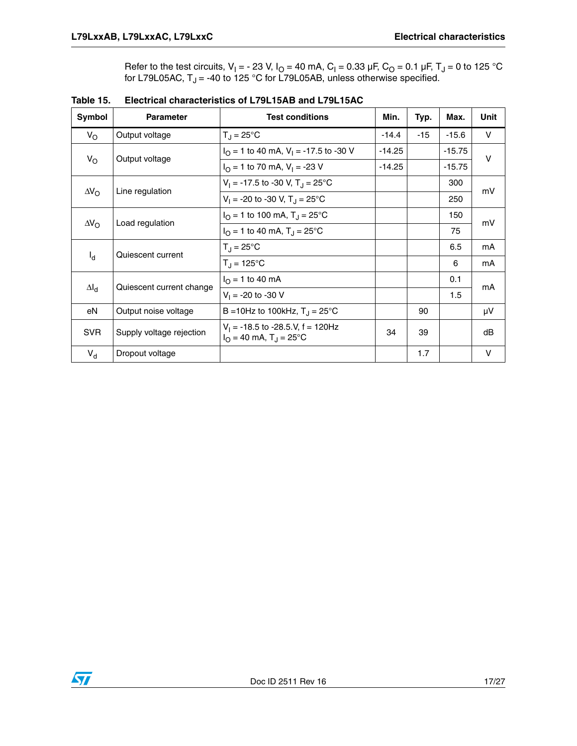Refer to the test circuits, $V_I$ = - 23 V, $I_O$ = 40 mA, $C_I$ = 0.33 µF, $C_O$ = 0.1 µF, $T_J$ = 0 to 125 °C for L79L05AC, $T_J$ = -40 to 125 °C for L79L05AB, unless otherwise specified.

**Table 15. Electrical characteristics of L79L15AB and L79L15AC**

| Symbol | Parameter | Test conditions | Min. | Typ. | Max. | Unit |
|---|---|---|---|---|---|---|
| $V_O$ | Output voltage | $T_J$ = 25°C | -14.4 | -15 | -15.6 | V |
| $V_O$ | Output voltage | $I_O$ = 1 to 40 mA, $V_I$ = -17.5 to -30 V | -14.25 | | -15.75 | V |
| | | $I_O$ = 1 to 70 mA, $V_I$ = -23 V | -14.25 | | -15.75 | |
| $\Delta V_O$ | Line regulation | $V_I$ = -17.5 to -30 V, $T_J$ = 25°C | | | 300 | mV |
| | | $V_I$ = -20 to -30 V, $T_J$ = 25°C | | | 250 | |
| $\Delta V_O$ | Load regulation | $I_O$ = 1 to 100 mA, $T_J$ = 25°C | | | 150 | mV |
| | | $I_O$ = 1 to 40 mA, $T_J$ = 25°C | | | 75 | |
| $I_d$ | Quiescent current | $T_J$ = 25°C | | | 6.5 | mA |
| | | $T_J$ = 125°C | | | 6 | mA |
| $\Delta I_d$ | Quiescent current change | $I_O$ = 1 to 40 mA | | | 0.1 | mA |
| | | $V_I$ = -20 to -30 V | | | 1.5 | |
| eN | Output noise voltage | B =10Hz to 100kHz, $T_J$ = 25°C | | 90 | | µV |
| SVR | Supply voltage rejection | $V_I$ = -18.5 to -28.5.V, f = 120Hz $I_O$ = 40 mA, $T_J$ = 25°C | 34 | 39 | | dB |
| $V_d$ | Dropout voltage | | | 1.7 | | V |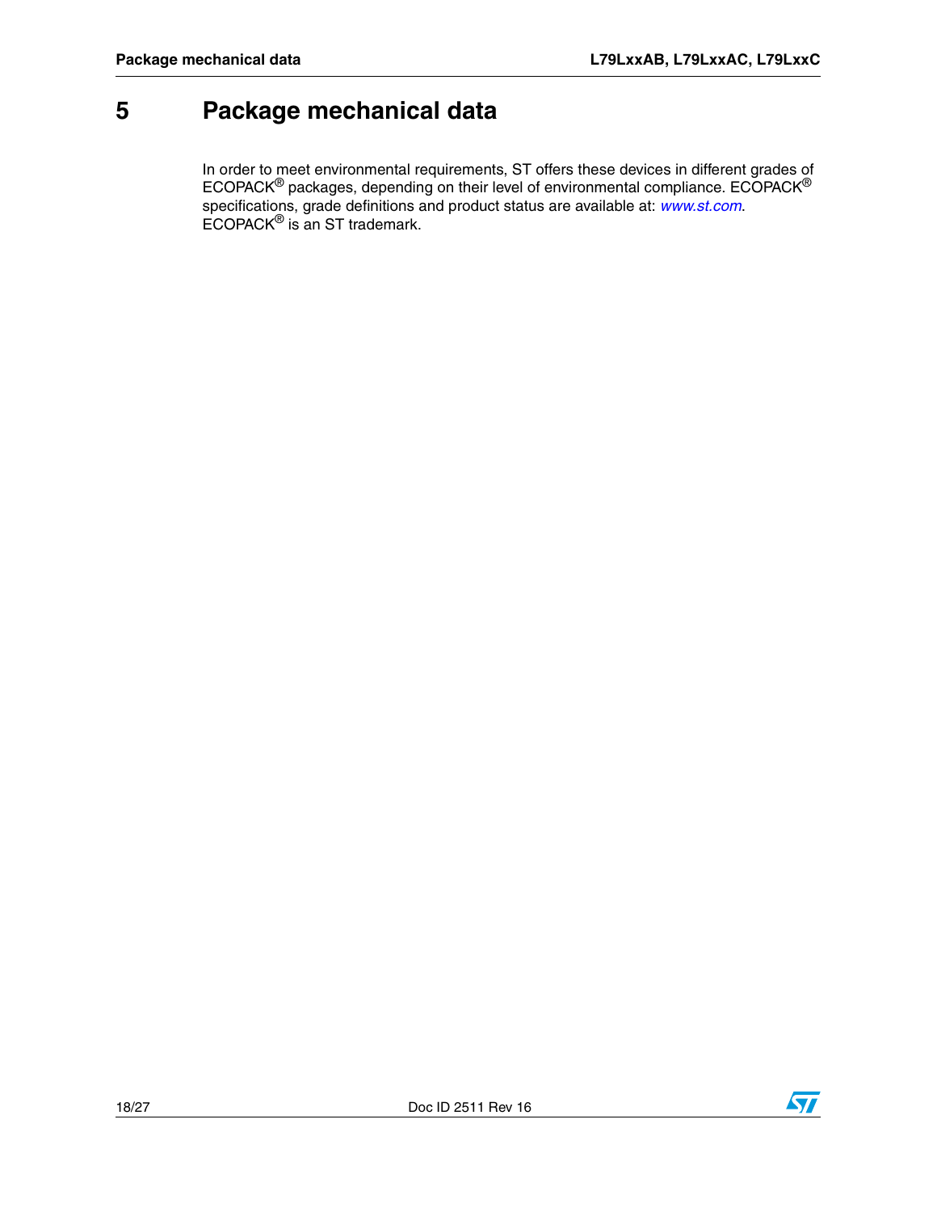# 5 Package mechanical data

In order to meet environmental requirements, ST offers these devices in different grades of ECOPACK® packages, depending on their level of environmental compliance. ECOPACK® specifications, grade definitions and product status are available at: *www.st.com*. ECOPACK® is an ST trademark.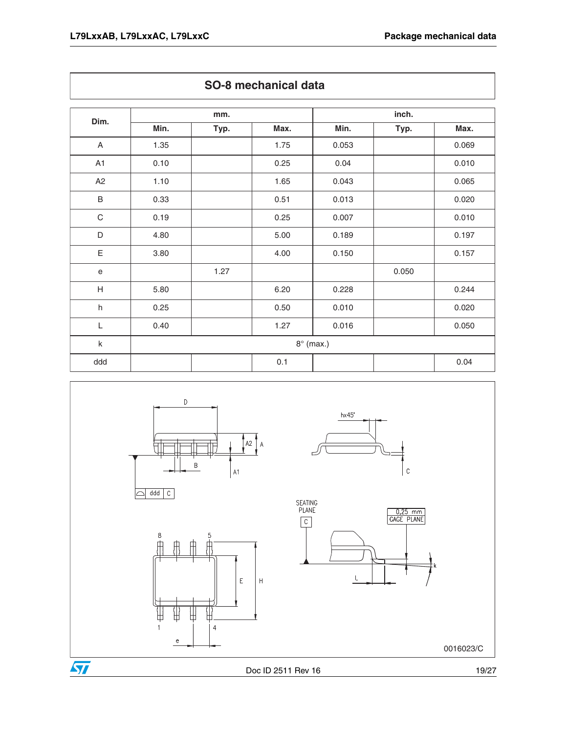## SO-8 mechanical data

| Dim. | mm. | | | inch. | | |
|---|---|---|---|---|---|---|
| | Min. | Typ. | Max. | Min. | Typ. | Max. |
| A | 1.35 | | 1.75 | 0.053 | | 0.069 |
| A1 | 0.10 | | 0.25 | 0.04 | | 0.010 |
| A2 | 1.10 | | 1.65 | 0.043 | | 0.065 |
| B | 0.33 | | 0.51 | 0.013 | | 0.020 |
| C | 0.19 | | 0.25 | 0.007 | | 0.010 |
| D | 4.80 | | 5.00 | 0.189 | | 0.197 |
| E | 3.80 | | 4.00 | 0.150 | | 0.157 |
| e | | 1.27 | | | 0.050 | |
| H | 5.80 | | 6.20 | 0.228 | | 0.244 |
| h | 0.25 | | 0.50 | 0.010 | | 0.020 |
| L | 0.40 | | 1.27 | 0.016 | | 0.050 |
| k | 8° (max.) | | | | | |
| ddd | | | 0.1 | | | 0.04 |

0016023/C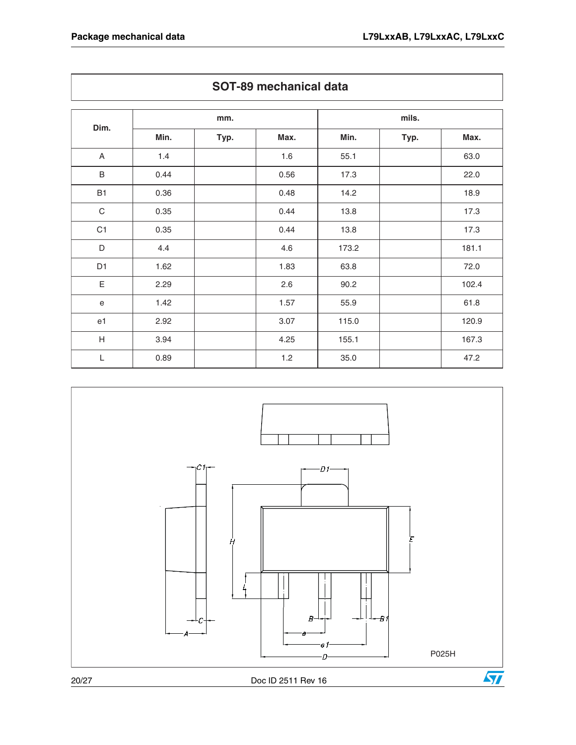## SOT-89 mechanical data

| Dim. | mm. | | | mils. | | |
|---|---|---|---|---|---|---|
| | Min. | Typ. | Max. | Min. | Typ. | Max. |
| A | 1.4 | | 1.6 | 55.1 | | 63.0 |
| B | 0.44 | | 0.56 | 17.3 | | 22.0 |
| B1 | 0.36 | | 0.48 | 14.2 | | 18.9 |
| C | 0.35 | | 0.44 | 13.8 | | 17.3 |
| C1 | 0.35 | | 0.44 | 13.8 | | 17.3 |
| D | 4.4 | | 4.6 | 173.2 | | 181.1 |
| D1 | 1.62 | | 1.83 | 63.8 | | 72.0 |
| E | 2.29 | | 2.6 | 90.2 | | 102.4 |
| e | 1.42 | | 1.57 | 55.9 | | 61.8 |
| e1 | 2.92 | | 3.07 | 115.0 | | 120.9 |
| H | 3.94 | | 4.25 | 155.1 | | 167.3 |
| L | 0.89 | | 1.2 | 35.0 | | 47.2 |

P025H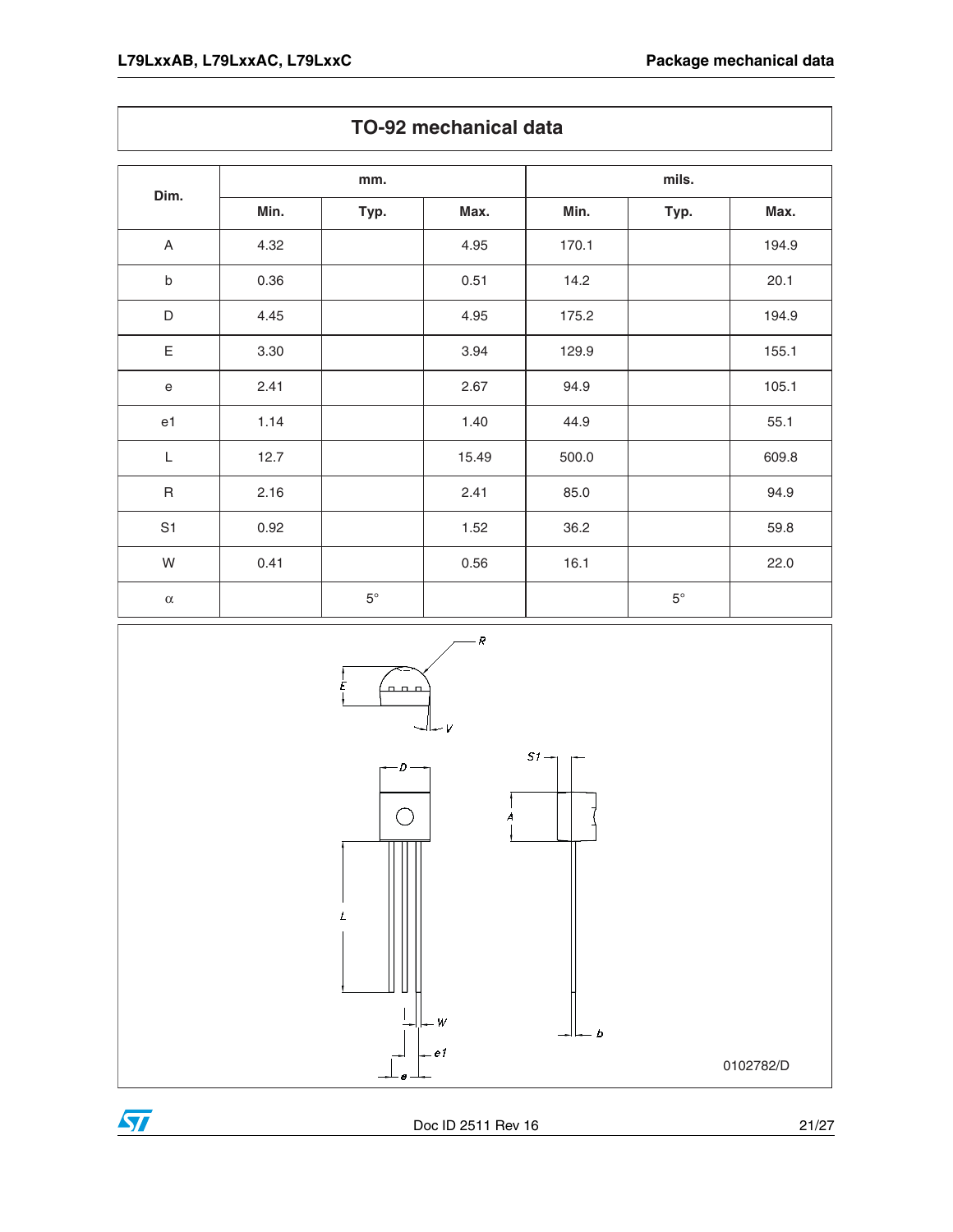## TO-92 mechanical data

| Dim. | mm. | | | mils. | | |
|---|---|---|---|---|---|---|
| | Min. | Typ. | Max. | Min. | Typ. | Max. |
| A | 4.32 | | 4.95 | 170.1 | | 194.9 |
| b | 0.36 | | 0.51 | 14.2 | | 20.1 |
| D | 4.45 | | 4.95 | 175.2 | | 194.9 |
| E | 3.30 | | 3.94 | 129.9 | | 155.1 |
| e | 2.41 | | 2.67 | 94.9 | | 105.1 |
| e1 | 1.14 | | 1.40 | 44.9 | | 55.1 |
| L | 12.7 | | 15.49 | 500.0 | | 609.8 |
| R | 2.16 | | 2.41 | 85.0 | | 94.9 |
| S1 | 0.92 | | 1.52 | 36.2 | | 59.8 |
| W | 0.41 | | 0.56 | 16.1 | | 22.0 |
| $\alpha$ | | 5° | | | 5° | |

0102782/D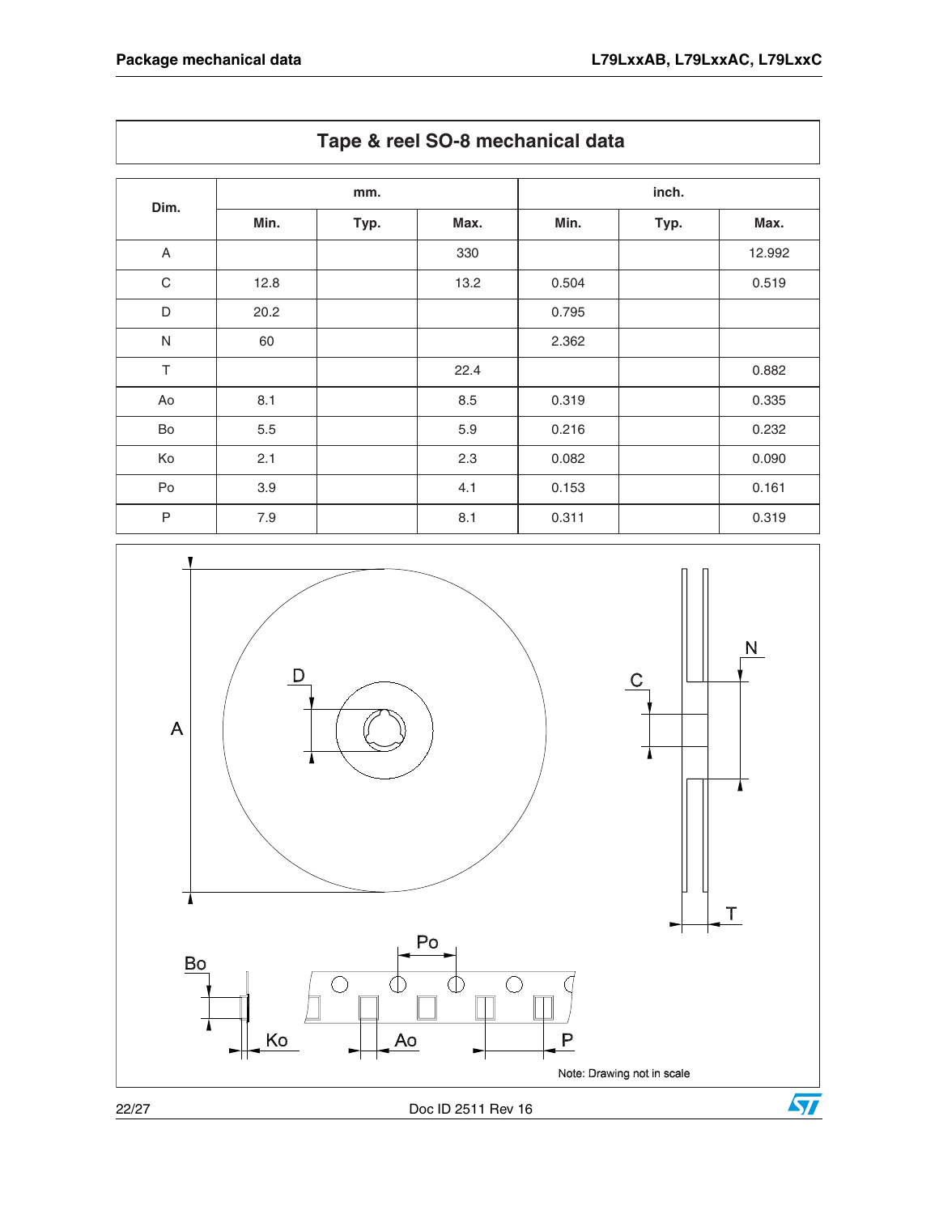## Tape & reel SO-8 mechanical data

| Dim. | mm. | | | inch. | | |
|---|---|---|---|---|---|---|
| | Min. | Typ. | Max. | Min. | Typ. | Max. |
| A | | | 330 | | | 12.992 |
| C | 12.8 | | 13.2 | 0.504 | | 0.519 |
| D | 20.2 | | | 0.795 | | |
| N | 60 | | | 2.362 | | |
| T | | | 22.4 | | | 0.882 |
| Ao | 8.1 | | 8.5 | 0.319 | | 0.335 |
| Bo | 5.5 | | 5.9 | 0.216 | | 0.232 |
| Ko | 2.1 | | 2.3 | 0.082 | | 0.090 |
| Po | 3.9 | | 4.1 | 0.153 | | 0.161 |
| P | 7.9 | | 8.1 | 0.311 | | 0.319 |

Note: Drawing not in scale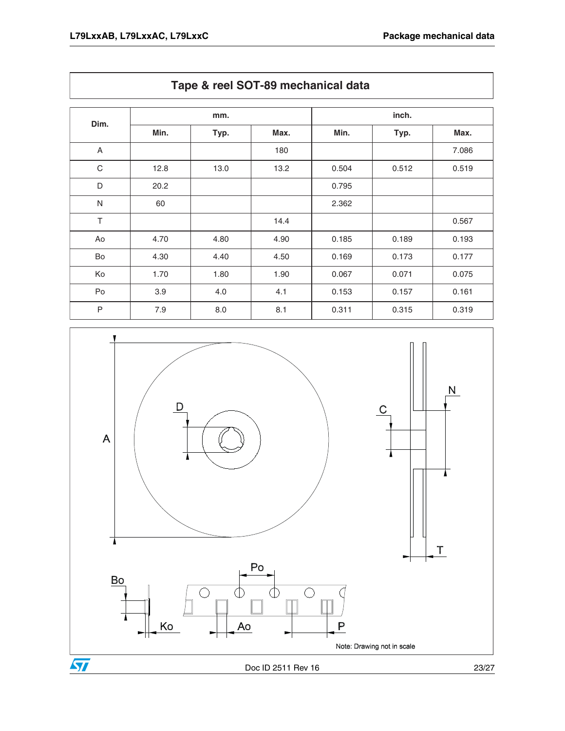## Tape & reel SOT-89 mechanical data

| Dim. | mm. | | | inch. | | |
|---|---|---|---|---|---|---|
| | Min. | Typ. | Max. | Min. | Typ. | Max. |
| A | | | 180 | | | 7.086 |
| C | 12.8 | 13.0 | 13.2 | 0.504 | 0.512 | 0.519 |
| D | 20.2 | | | 0.795 | | |
| N | 60 | | | 2.362 | | |
| T | | | 14.4 | | | 0.567 |
| Ao | 4.70 | 4.80 | 4.90 | 0.185 | 0.189 | 0.193 |
| Bo | 4.30 | 4.40 | 4.50 | 0.169 | 0.173 | 0.177 |
| Ko | 1.70 | 1.80 | 1.90 | 0.067 | 0.071 | 0.075 |
| Po | 3.9 | 4.0 | 4.1 | 0.153 | 0.157 | 0.161 |
| P | 7.9 | 8.0 | 8.1 | 0.311 | 0.315 | 0.319 |

Note: Drawing not in scale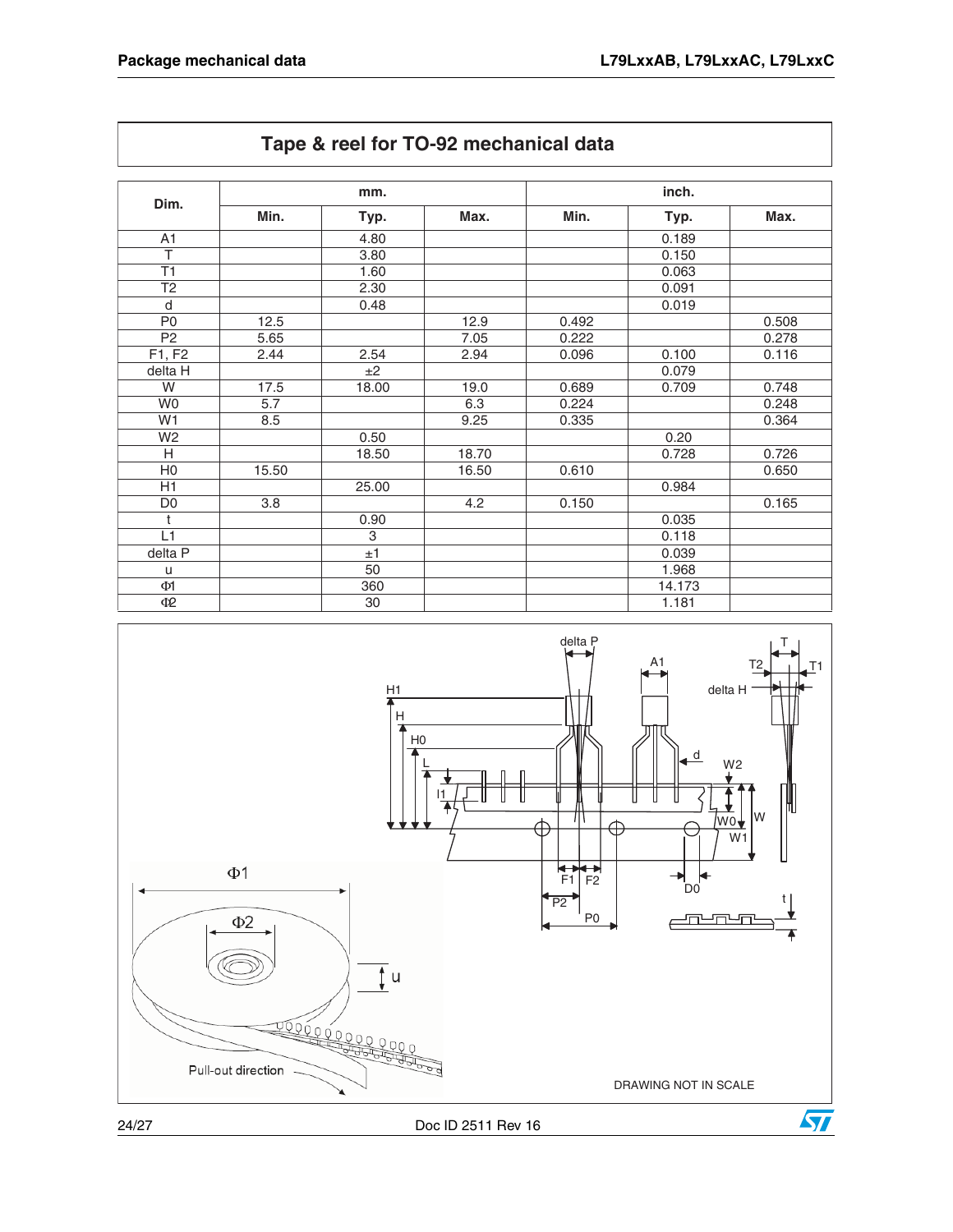## Tape & reel for TO-92 mechanical data

| Dim. | mm. | | | inch. | | |
|---|---|---|---|---|---|---|
| | Min. | Typ. | Max. | Min. | Typ. | Max. |
| A1 | | 4.80 | | | 0.189 | |
| T | | 3.80 | | | 0.150 | |
| T1 | | 1.60 | | | 0.063 | |
| T2 | | 2.30 | | | 0.091 | |
| d | | 0.48 | | | 0.019 | |
| P0 | 12.5 | | 12.9 | 0.492 | | 0.508 |
| P2 | 5.65 | | 7.05 | 0.222 | | 0.278 |
| F1, F2 | 2.44 | 2.54 | 2.94 | 0.096 | 0.100 | 0.116 |
| delta H | | ±2 | | | 0.079 | |
| W | 17.5 | 18.00 | 19.0 | 0.689 | 0.709 | 0.748 |
| W0 | 5.7 | | 6.3 | 0.224 | | 0.248 |
| W1 | 8.5 | | 9.25 | 0.335 | | 0.364 |
| W2 | | 0.50 | | | 0.20 | |
| H | | 18.50 | 18.70 | | 0.728 | 0.726 |
| H0 | 15.50 | | 16.50 | 0.610 | | 0.650 |
| H1 | | 25.00 | | | 0.984 | |
| D0 | 3.8 | | 4.2 | 0.150 | | 0.165 |
| t | | 0.90 | | | 0.035 | |
| L1 | | 3 | | | 0.118 | |
| delta P | | ±1 | | | 0.039 | |
| u | | 50 | | | 1.968 | |
| Φ1 | | 360 | | | 14.173 | |
| Φ2 | | 30 | | | 1.181 | |

DRAWING NOT IN SCALE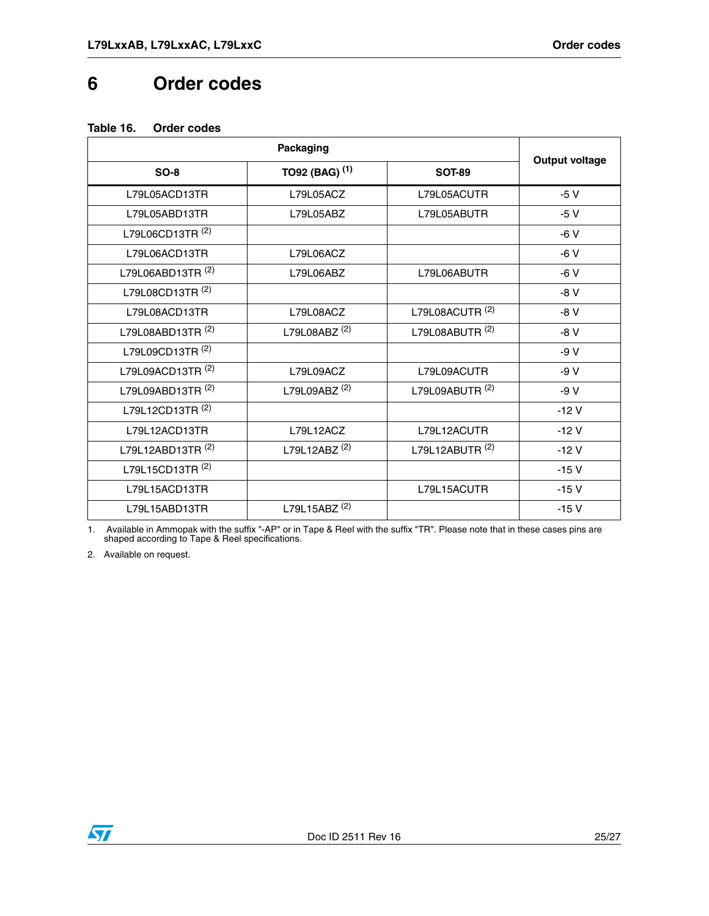# 6 Order codes

**Table 16. Order codes**

| Packaging | | | Output voltage |
|---|---|---|---|
| SO-8 | TO92 (BAG) (1) | SOT-89 | |
| L79L05ACD13TR | L79L05ACZ | L79L05ACUTR | -5 V |
| L79L05ABD13TR | L79L05ABZ | L79L05ABUTR | -5 V |
| L79L06CD13TR (2) | | | -6 V |
| L79L06ACD13TR | L79L06ACZ | | -6 V |
| L79L06ABD13TR (2) | L79L06ABZ | L79L06ABUTR | -6 V |
| L79L08CD13TR (2) | | | -8 V |
| L79L08ACD13TR | L79L08ACZ | L79L08ACUTR (2) | -8 V |
| L79L08ABD13TR (2) | L79L08ABZ (2) | L79L08ABUTR (2) | -8 V |
| L79L09CD13TR (2) | | | -9 V |
| L79L09ACD13TR (2) | L79L09ACZ | L79L09ACUTR | -9 V |
| L79L09ABD13TR (2) | L79L09ABZ (2) | L79L09ABUTR (2) | -9 V |
| L79L12CD13TR (2) | | | -12 V |
| L79L12ACD13TR | L79L12ACZ | L79L12ACUTR | -12 V |
| L79L12ABD13TR (2) | L79L12ABZ (2) | L79L12ABUTR (2) | -12 V |
| L79L15CD13TR (2) | | | -15 V |
| L79L15ACD13TR | | L79L15ACUTR | -15 V |
| L79L15ABD13TR | L79L15ABZ (2) | | -15 V |

1. Available in Ammopak with the suffix "-AP" or in Tape & Reel with the suffix "TR". Please note that in these cases pins are shaped according to Tape & Reel specifications.
2. Available on request.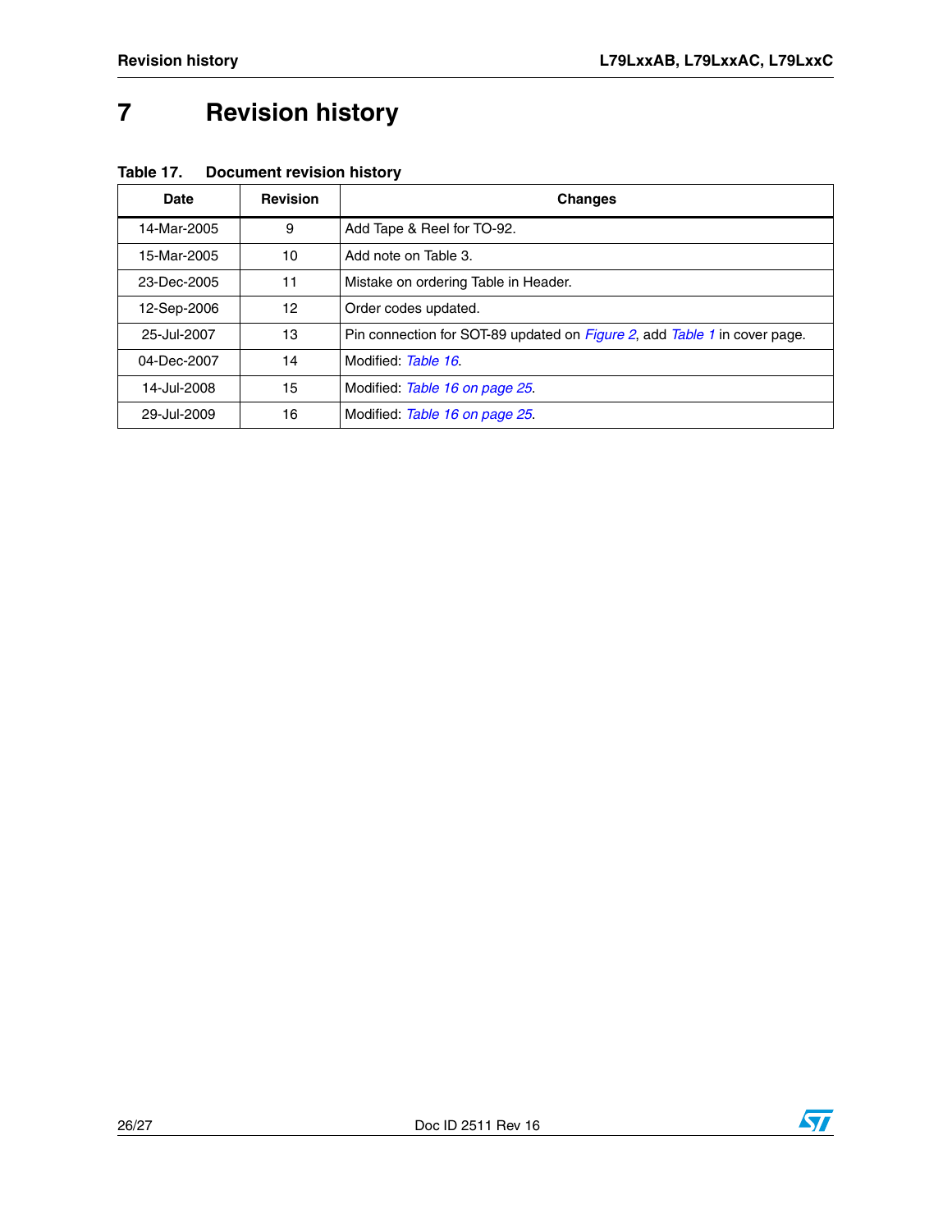# 7 Revision history

**Table 17. Document revision history**

| Date | Revision | Changes |
|---|---|---|
| 14-Mar-2005 | 9 | Add Tape & Reel for TO-92. |
| 15-Mar-2005 | 10 | Add note on Table 3. |
| 23-Dec-2005 | 11 | Mistake on ordering Table in Header. |
| 12-Sep-2006 | 12 | Order codes updated. |
| 25-Jul-2007 | 13 | Pin connection for SOT-89 updated on *Figure 2*, add *Table 1* in cover page. |
| 04-Dec-2007 | 14 | Modified: *Table 16*. |
| 14-Jul-2008 | 15 | Modified: *Table 16 on page 25*. |
| 29-Jul-2009 | 16 | Modified: *Table 16 on page 25*. |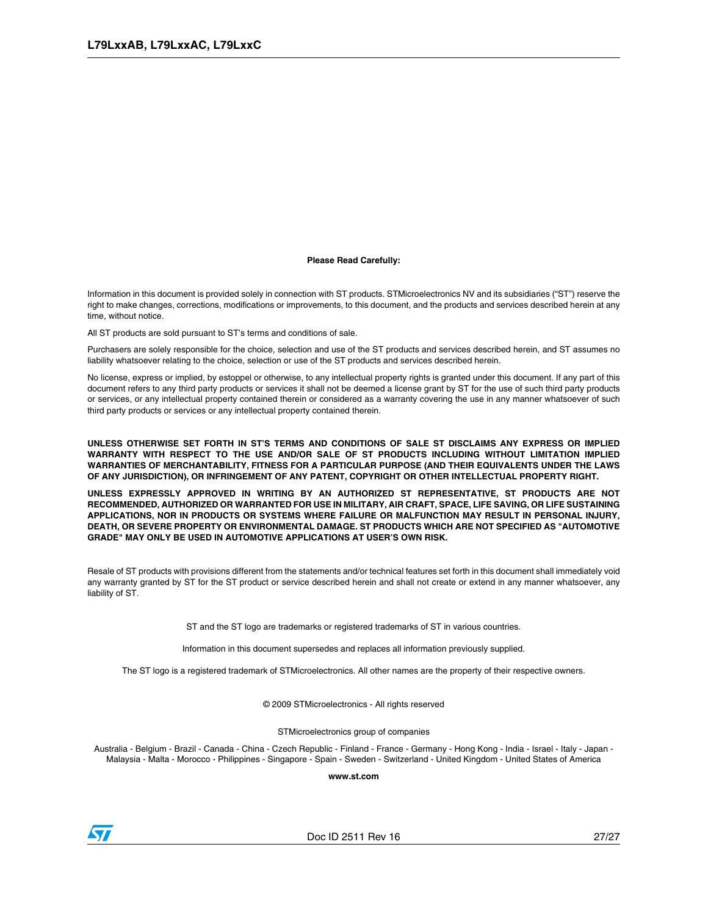**Please Read Carefully:**

Information in this document is provided solely in connection with ST products. STMicroelectronics NV and its subsidiaries (“ST”) reserve the right to make changes, corrections, modifications or improvements, to this document, and the products and services described herein at any time, without notice.

All ST products are sold pursuant to ST’s terms and conditions of sale.

Purchasers are solely responsible for the choice, selection and use of the ST products and services described herein, and ST assumes no liability whatsoever relating to the choice, selection or use of the ST products and services described herein.

No license, express or implied, by estoppel or otherwise, to any intellectual property rights is granted under this document. If any part of this document refers to any third party products or services it shall not be deemed a license grant by ST for the use of such third party products or services, or any intellectual property contained therein or considered as a warranty covering the use in any manner whatsoever of such third party products or services or any intellectual property contained therein.

**UNLESS OTHERWISE SET FORTH IN ST’S TERMS AND CONDITIONS OF SALE ST DISCLAIMS ANY EXPRESS OR IMPLIED WARRANTY WITH RESPECT TO THE USE AND/OR SALE OF ST PRODUCTS INCLUDING WITHOUT LIMITATION IMPLIED WARRANTIES OF MERCHANTABILITY, FITNESS FOR A PARTICULAR PURPOSE (AND THEIR EQUIVALENTS UNDER THE LAWS OF ANY JURISDICTION), OR INFRINGEMENT OF ANY PATENT, COPYRIGHT OR OTHER INTELLECTUAL PROPERTY RIGHT.**

**UNLESS EXPRESSLY APPROVED IN WRITING BY AN AUTHORIZED ST REPRESENTATIVE, ST PRODUCTS ARE NOT RECOMMENDED, AUTHORIZED OR WARRANTED FOR USE IN MILITARY, AIR CRAFT, SPACE, LIFE SAVING, OR LIFE SUSTAINING APPLICATIONS, NOR IN PRODUCTS OR SYSTEMS WHERE FAILURE OR MALFUNCTION MAY RESULT IN PERSONAL INJURY, DEATH, OR SEVERE PROPERTY OR ENVIRONMENTAL DAMAGE. ST PRODUCTS WHICH ARE NOT SPECIFIED AS "AUTOMOTIVE GRADE" MAY ONLY BE USED IN AUTOMOTIVE APPLICATIONS AT USER’S OWN RISK.**

Resale of ST products with provisions different from the statements and/or technical features set forth in this document shall immediately void any warranty granted by ST for the ST product or service described herein and shall not create or extend in any manner whatsoever, any liability of ST.

ST and the ST logo are trademarks or registered trademarks of ST in various countries.

Information in this document supersedes and replaces all information previously supplied.

The ST logo is a registered trademark of STMicroelectronics. All other names are the property of their respective owners.

© 2009 STMicroelectronics - All rights reserved

STMicroelectronics group of companies

Australia - Belgium - Brazil - Canada - China - Czech Republic - Finland - France - Germany - Hong Kong - India - Israel - Italy - Japan - Malaysia - Malta - Morocco - Philippines - Singapore - Spain - Sweden - Switzerland - United Kingdom - United States of America

**www.st.com**